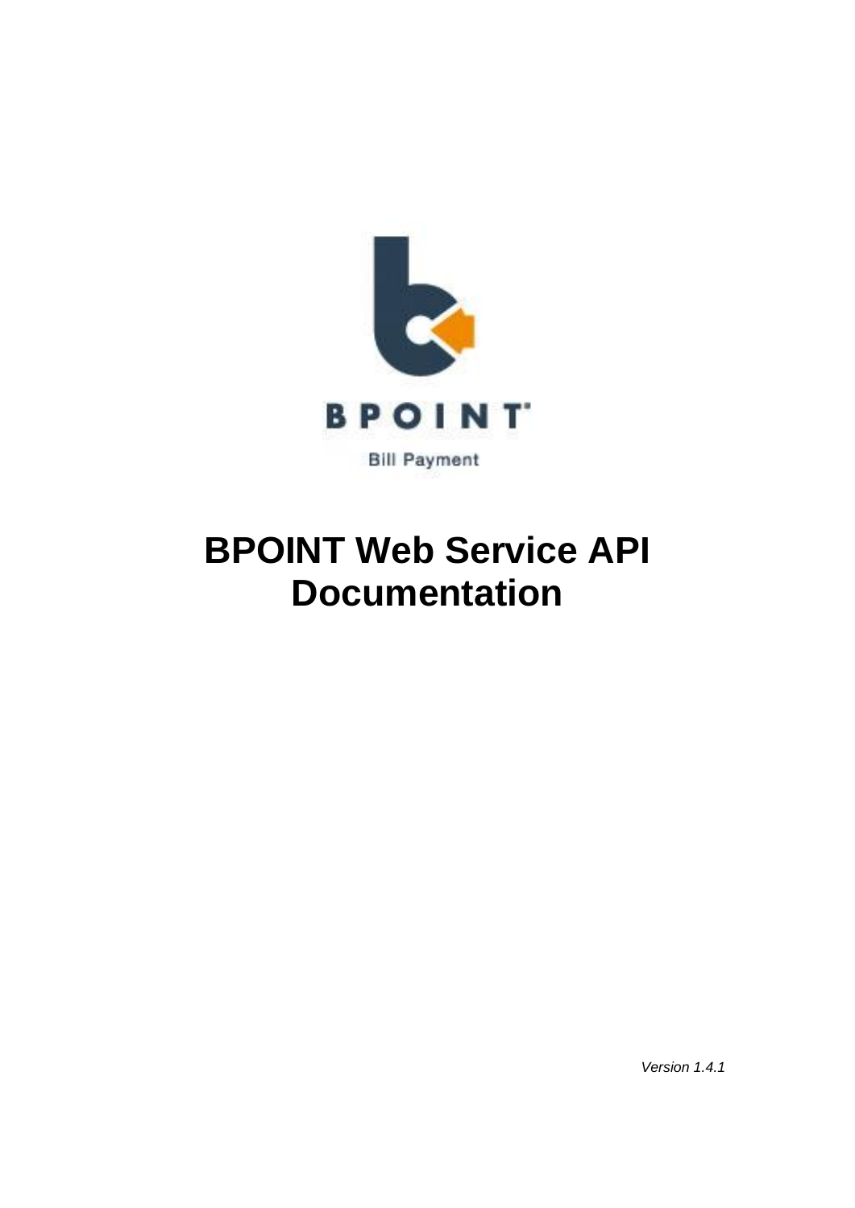BPOINT

Bill Payment

# BPOINT Web Service API Documentation

*Version 1.4.1*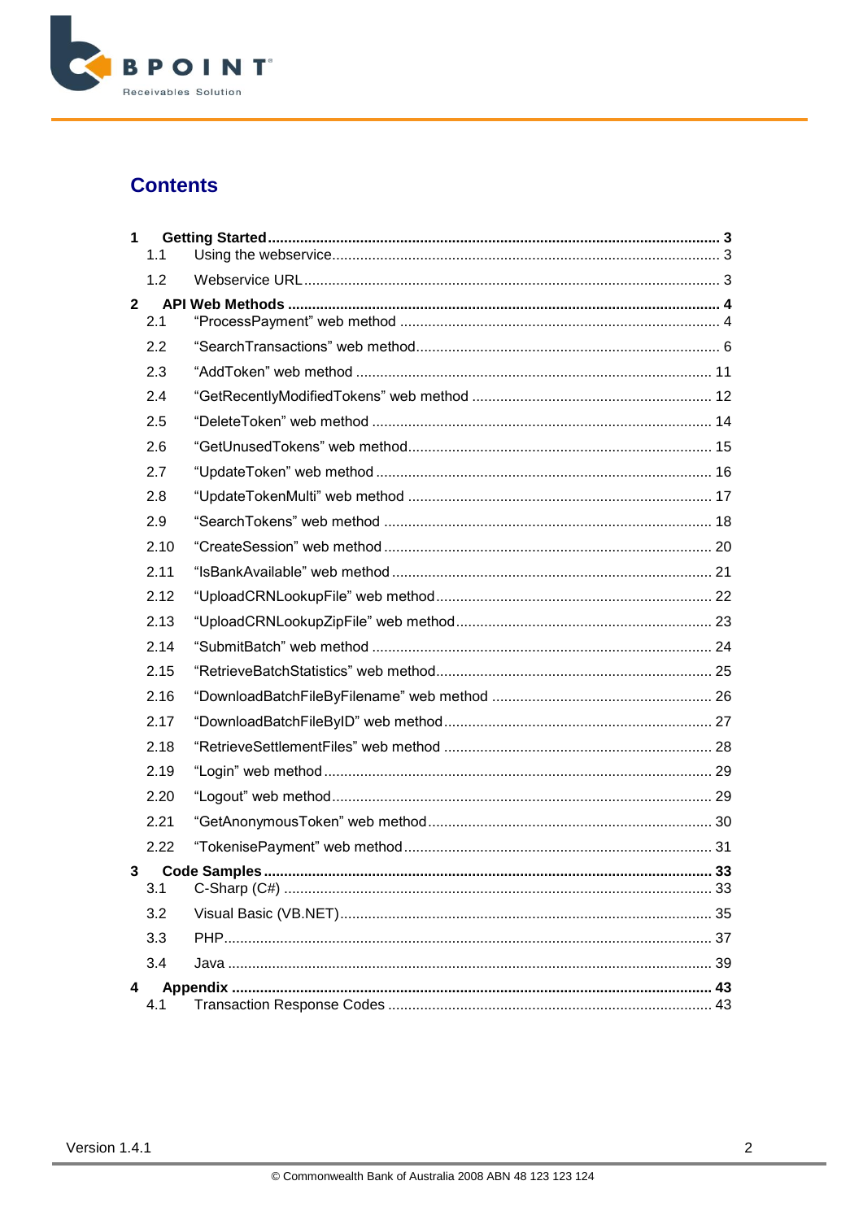# Contents

**1 Getting Started** ..... **3**
- 1.1 Using the webservice ..... 3
- 1.2 Webservice URL ..... 3

**2 API Web Methods** ..... **4**
- 2.1 “ProcessPayment” web method ..... 4
- 2.2 “SearchTransactions” web method ..... 6
- 2.3 “AddToken” web method ..... 11
- 2.4 “GetRecentlyModifiedTokens” web method ..... 12
- 2.5 “DeleteToken” web method ..... 14
- 2.6 “GetUnusedTokens” web method ..... 15
- 2.7 “UpdateToken” web method ..... 16
- 2.8 “UpdateTokenMulti” web method ..... 17
- 2.9 “SearchTokens” web method ..... 18
- 2.10 “CreateSession” web method ..... 20
- 2.11 “IsBankAvailable” web method ..... 21
- 2.12 “UploadCRNLookupFile” web method ..... 22
- 2.13 “UploadCRNLookupZipFile” web method ..... 23
- 2.14 “SubmitBatch” web method ..... 24
- 2.15 “RetrieveBatchStatistics” web method ..... 25
- 2.16 “DownloadBatchFileByFilename” web method ..... 26
- 2.17 “DownloadBatchFileByID” web method ..... 27
- 2.18 “RetrieveSettlementFiles” web method ..... 28
- 2.19 “Login” web method ..... 29
- 2.20 “Logout” web method ..... 29
- 2.21 “GetAnonymousToken” web method ..... 30
- 2.22 “TokenisePayment” web method ..... 31

**3 Code Samples** ..... **33**
- 3.1 C-Sharp (C#) ..... 33
- 3.2 Visual Basic (VB.NET) ..... 35
- 3.3 PHP ..... 37
- 3.4 Java ..... 39

**4 Appendix** ..... **43**
- 4.1 Transaction Response Codes ..... 43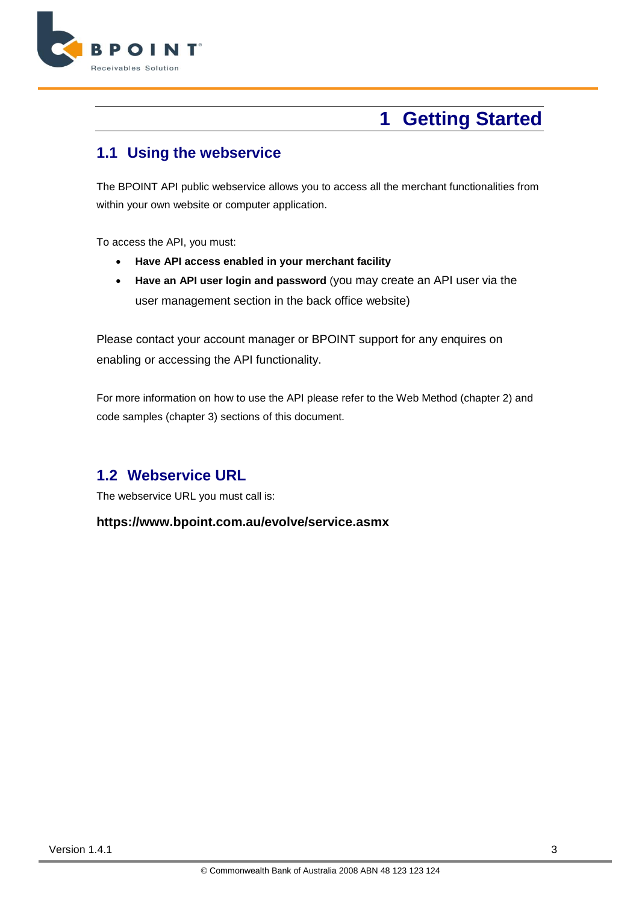# 1 Getting Started

## 1.1 Using the webservice

The BPOINT API public webservice allows you to access all the merchant functionalities from within your own website or computer application.

To access the API, you must:

- **Have API access enabled in your merchant facility**
- **Have an API user login and password** (you may create an API user via the user management section in the back office website)

Please contact your account manager or BPOINT support for any enquires on enabling or accessing the API functionality.

For more information on how to use the API please refer to the Web Method (chapter 2) and code samples (chapter 3) sections of this document.

## 1.2 Webservice URL

The webservice URL you must call is:

**https://www.bpoint.com.au/evolve/service.asmx**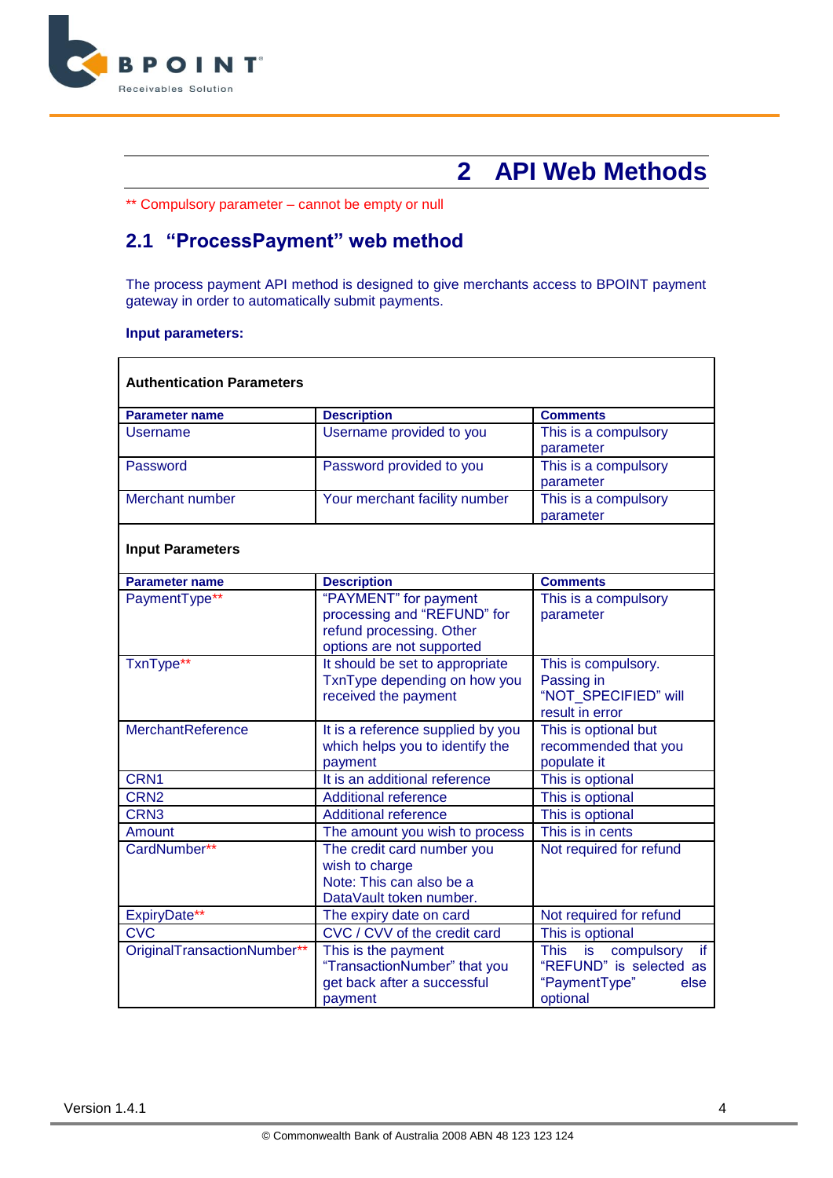# 2 API Web Methods

** Compulsory parameter – cannot be empty or null

## 2.1 "ProcessPayment" web method

The process payment API method is designed to give merchants access to BPOINT payment gateway in order to automatically submit payments.

**Input parameters:**

**Authentication Parameters**

| Parameter name | Description | Comments |
|---|---|---|
| Username | Username provided to you | This is a compulsory parameter |
| Password | Password provided to you | This is a compulsory parameter |
| Merchant number | Your merchant facility number | This is a compulsory parameter |

**Input Parameters**

| Parameter name | Description | Comments |
|---|---|---|
| PaymentType** | "PAYMENT" for payment processing and "REFUND" for refund processing. Other options are not supported | This is a compulsory parameter |
| TxnType** | It should be set to appropriate TxnType depending on how you received the payment | This is compulsory. Passing in "NOT_SPECIFIED" will result in error |
| MerchantReference | It is a reference supplied by you which helps you to identify the payment | This is optional but recommended that you populate it |
| CRN1 | It is an additional reference | This is optional |
| CRN2 | Additional reference | This is optional |
| CRN3 | Additional reference | This is optional |
| Amount | The amount you wish to process | This is in cents |
| CardNumber** | The credit card number you wish to charge Note: This can also be a DataVault token number. | Not required for refund |
| ExpiryDate** | The expiry date on card | Not required for refund |
| CVC | CVC / CVV of the credit card | This is optional |
| OriginalTransactionNumber** | This is the payment "TransactionNumber" that you get back after a successful payment | This is compulsory if "REFUND" is selected as "PaymentType" else optional |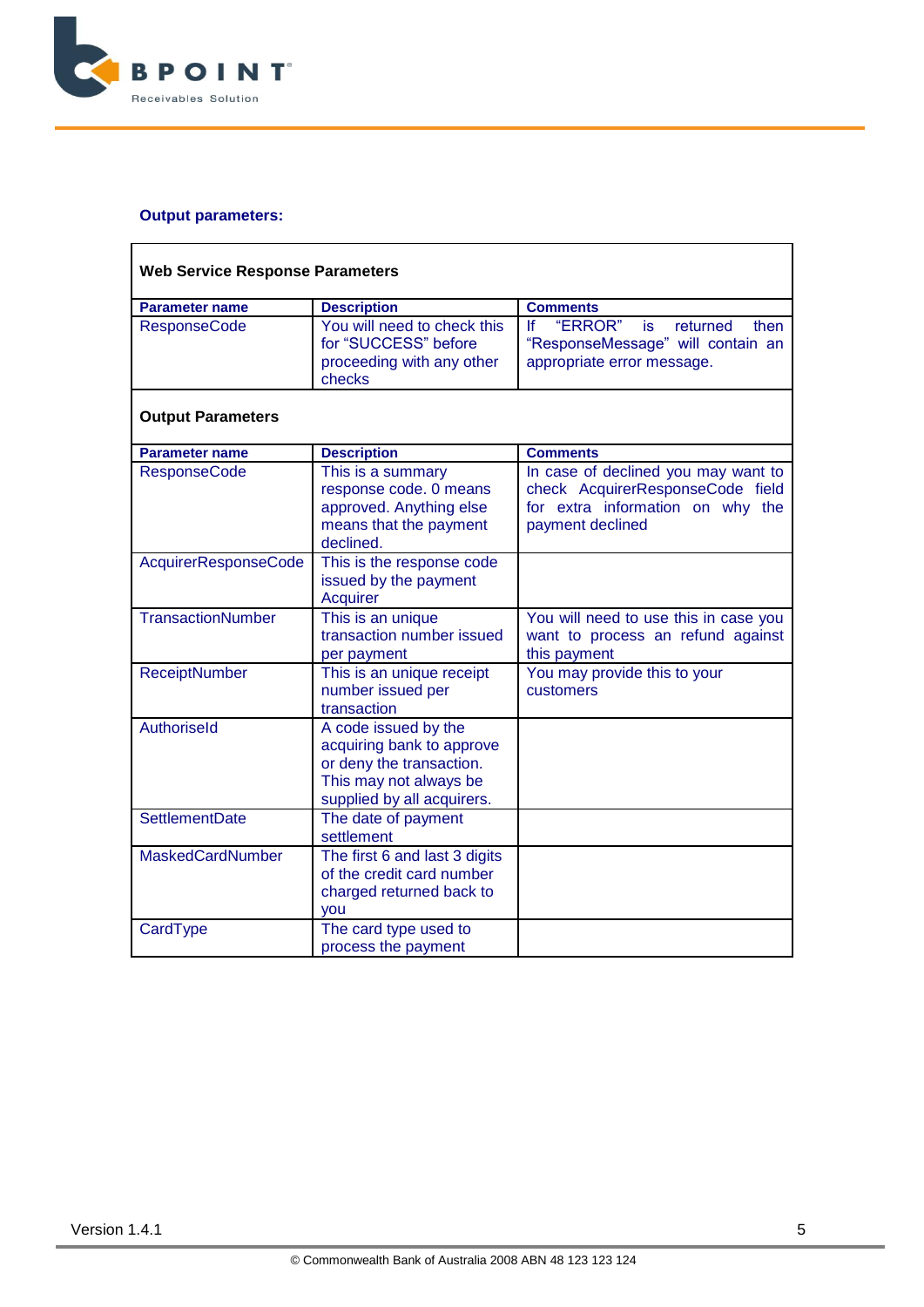### Output parameters:

**Web Service Response Parameters**

| Parameter name | Description | Comments |
|---|---|---|
| ResponseCode | You will need to check this for “SUCCESS” before proceeding with any other checks | If “ERROR” is returned then “ResponseMessage” will contain an appropriate error message. |

**Output Parameters**

| Parameter name | Description | Comments |
|---|---|---|
| ResponseCode | This is a summary response code. 0 means approved. Anything else means that the payment declined. | In case of declined you may want to check AcquirerResponseCode field for extra information on why the payment declined |
| AcquirerResponseCode | This is the response code issued by the payment Acquirer | |
| TransactionNumber | This is an unique transaction number issued per payment | You will need to use this in case you want to process an refund against this payment |
| ReceiptNumber | This is an unique receipt number issued per transaction | You may provide this to your customers |
| AuthoriseId | A code issued by the acquiring bank to approve or deny the transaction. This may not always be supplied by all acquirers. | |
| SettlementDate | The date of payment settlement | |
| MaskedCardNumber | The first 6 and last 3 digits of the credit card number charged returned back to you | |
| CardType | The card type used to process the payment | |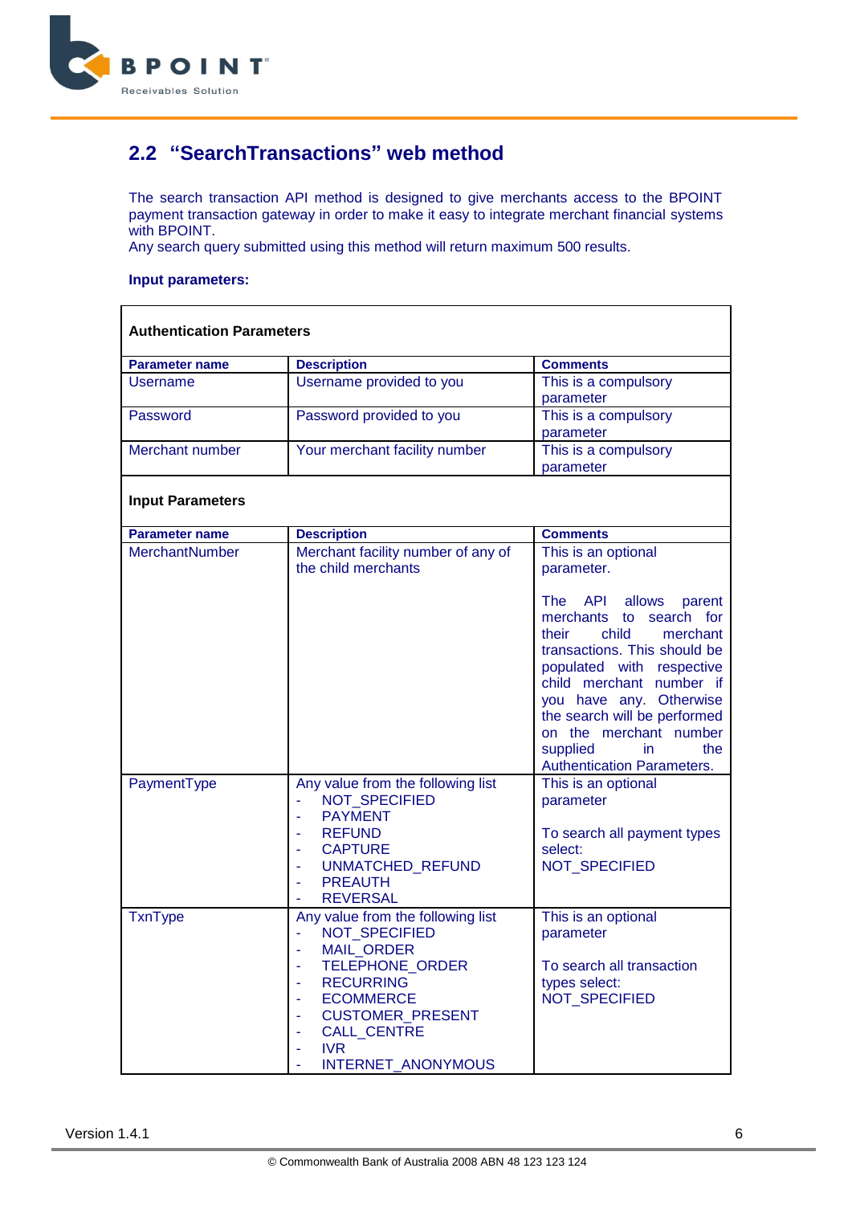## 2.2 "SearchTransactions" web method

The search transaction API method is designed to give merchants access to the BPOINT payment transaction gateway in order to make it easy to integrate merchant financial systems with BPOINT.
Any search query submitted using this method will return maximum 500 results.

**Input parameters:**

| **Authentication Parameters** | | |
|---|---|---|
| **Parameter name** | **Description** | **Comments** |
| Username | Username provided to you | This is a compulsory parameter |
| Password | Password provided to you | This is a compulsory parameter |
| Merchant number | Your merchant facility number | This is a compulsory parameter |
| **Input Parameters** | | |
| **Parameter name** | **Description** | **Comments** |
| MerchantNumber | Merchant facility number of any of the child merchants | This is an optional parameter.<br><br>The API allows parent merchants to search for their child merchant transactions. This should be populated with respective child merchant number if you have any. Otherwise the search will be performed on the merchant number supplied in the Authentication Parameters. |
| PaymentType | Any value from the following list<br>- NOT_SPECIFIED<br>- PAYMENT<br>- REFUND<br>- CAPTURE<br>- UNMATCHED_REFUND<br>- PREAUTH<br>- REVERSAL | This is an optional parameter<br><br>To search all payment types select:<br>NOT_SPECIFIED |
| TxnType | Any value from the following list<br>- NOT_SPECIFIED<br>- MAIL_ORDER<br>- TELEPHONE_ORDER<br>- RECURRING<br>- ECOMMERCE<br>- CUSTOMER_PRESENT<br>- CALL_CENTRE<br>- IVR<br>- INTERNET_ANONYMOUS | This is an optional parameter<br><br>To search all transaction types select:<br>NOT_SPECIFIED |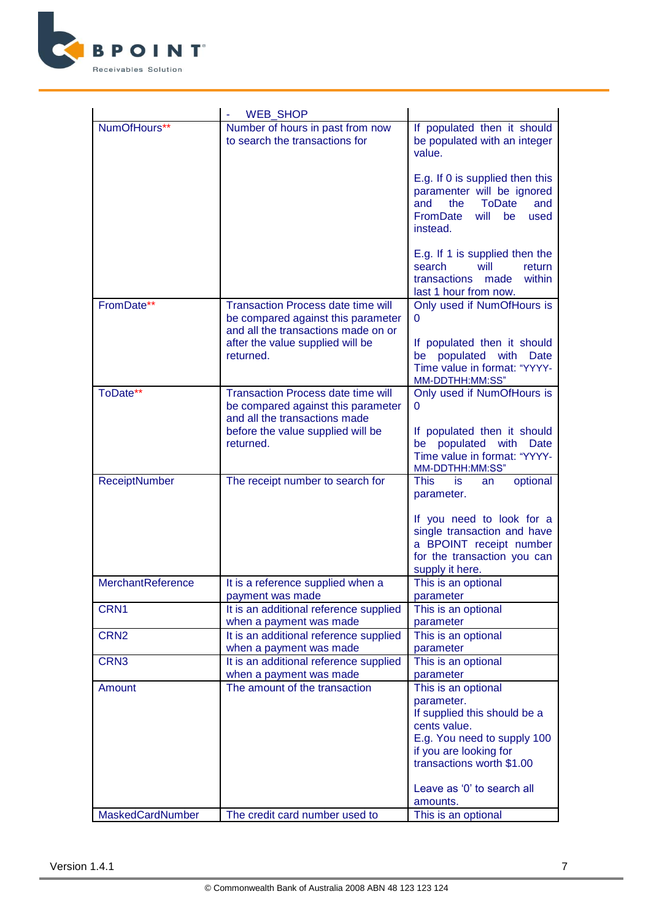|  |  |  |
|---|---|---|
|  | - WEB_SHOP |  |
| NumOfHours** | Number of hours in past from now to search the transactions for | If populated then it should be populated with an integer value.<br><br>E.g. If 0 is supplied then this paramenter will be ignored and the ToDate and FromDate will be used instead.<br><br>E.g. If 1 is supplied then the search will return transactions made within last 1 hour from now. |
| FromDate** | Transaction Process date time will be compared against this parameter and all the transactions made on or after the value supplied will be returned. | Only used if NumOfHours is 0<br><br>If populated then it should be populated with Date Time value in format: "YYYY-MM-DDTHH:MM:SS" |
| ToDate** | Transaction Process date time will be compared against this parameter and all the transactions made before the value supplied will be returned. | Only used if NumOfHours is 0<br><br>If populated then it should be populated with Date Time value in format: "YYYY-MM-DDTHH:MM:SS" |
| ReceiptNumber | The receipt number to search for | This is an optional parameter.<br><br>If you need to look for a single transaction and have a BPOINT receipt number for the transaction you can supply it here. |
| MerchantReference | It is a reference supplied when a payment was made | This is an optional parameter |
| CRN1 | It is an additional reference supplied when a payment was made | This is an optional parameter |
| CRN2 | It is an additional reference supplied when a payment was made | This is an optional parameter |
| CRN3 | It is an additional reference supplied when a payment was made | This is an optional parameter |
| Amount | The amount of the transaction | This is an optional parameter.<br>If supplied this should be a cents value.<br>E.g. You need to supply 100 if you are looking for transactions worth $1.00<br><br>Leave as '0' to search all amounts. |
| MaskedCardNumber | The credit card number used to | This is an optional |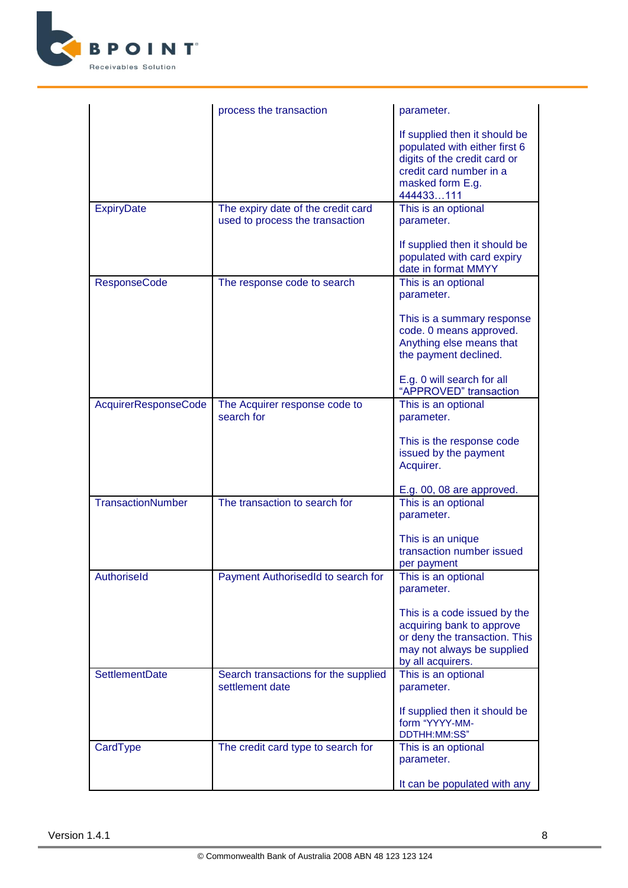| | | |
|---|---|---|
| | process the transaction | parameter.<br><br>If supplied then it should be populated with either first 6 digits of the credit card or credit card number in a masked form E.g. 444433…111 |
| ExpiryDate | The expiry date of the credit card used to process the transaction | This is an optional parameter.<br><br>If supplied then it should be populated with card expiry date in format MMYY |
| ResponseCode | The response code to search | This is an optional parameter.<br><br>This is a summary response code. 0 means approved. Anything else means that the payment declined.<br><br>E.g. 0 will search for all "APPROVED" transaction |
| AcquirerResponseCode | The Acquirer response code to search for | This is an optional parameter.<br><br>This is the response code issued by the payment Acquirer.<br><br>E.g. 00, 08 are approved. |
| TransactionNumber | The transaction to search for | This is an optional parameter.<br><br>This is an unique transaction number issued per payment |
| AuthoriseId | Payment AuthorisedId to search for | This is an optional parameter.<br><br>This is a code issued by the acquiring bank to approve or deny the transaction. This may not always be supplied by all acquirers. |
| SettlementDate | Search transactions for the supplied settlement date | This is an optional parameter.<br><br>If supplied then it should be form "YYYY-MM-DDTHH:MM:SS" |
| CardType | The credit card type to search for | This is an optional parameter.<br><br>It can be populated with any |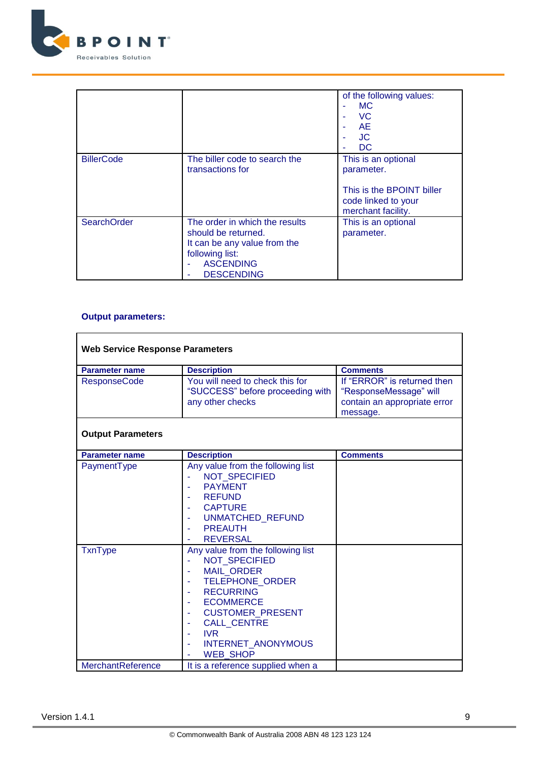| | | |
|---|---|---|
| | | of the following values:<br>- MC<br>- VC<br>- AE<br>- JC<br>- DC |
| BillerCode | The biller code to search the transactions for | This is an optional parameter.<br><br>This is the BPOINT biller code linked to your merchant facility. |
| SearchOrder | The order in which the results should be returned.<br>It can be any value from the following list:<br>- ASCENDING<br>- DESCENDING | This is an optional parameter. |

**Output parameters:**

| **Web Service Response Parameters** | | |
|---|---|---|
| **Parameter name** | **Description** | **Comments** |
| ResponseCode | You will need to check this for "SUCCESS" before proceeding with any other checks | If "ERROR" is returned then "ResponseMessage" will contain an appropriate error message. |
| **Output Parameters** | | |
| **Parameter name** | **Description** | **Comments** |
| PaymentType | Any value from the following list<br>- NOT_SPECIFIED<br>- PAYMENT<br>- REFUND<br>- CAPTURE<br>- UNMATCHED_REFUND<br>- PREAUTH<br>- REVERSAL | |
| TxnType | Any value from the following list<br>- NOT_SPECIFIED<br>- MAIL_ORDER<br>- TELEPHONE_ORDER<br>- RECURRING<br>- ECOMMERCE<br>- CUSTOMER_PRESENT<br>- CALL_CENTRE<br>- IVR<br>- INTERNET_ANONYMOUS<br>- WEB_SHOP | |
| MerchantReference | It is a reference supplied when a | |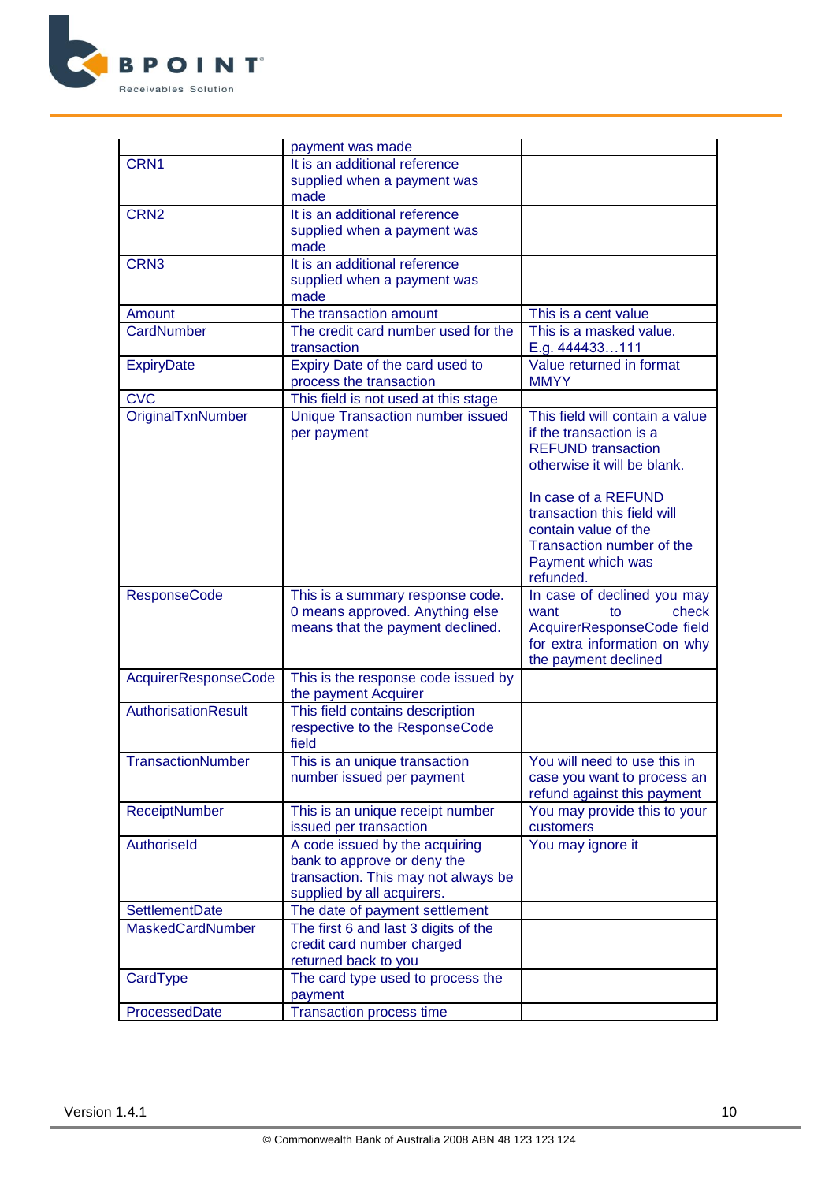|  |  |  |
|---|---|---|
|  | payment was made |  |
| CRN1 | It is an additional reference supplied when a payment was made |  |
| CRN2 | It is an additional reference supplied when a payment was made |  |
| CRN3 | It is an additional reference supplied when a payment was made |  |
| Amount | The transaction amount | This is a cent value |
| CardNumber | The credit card number used for the transaction | This is a masked value. E.g. 444433…111 |
| ExpiryDate | Expiry Date of the card used to process the transaction | Value returned in format MMYY |
| CVC | This field is not used at this stage |  |
| OriginalTxnNumber | Unique Transaction number issued per payment | This field will contain a value if the transaction is a REFUND transaction otherwise it will be blank.<br><br>In case of a REFUND transaction this field will contain value of the Transaction number of the Payment which was refunded. |
| ResponseCode | This is a summary response code. 0 means approved. Anything else means that the payment declined. | In case of declined you may want to check AcquirerResponseCode field for extra information on why the payment declined |
| AcquirerResponseCode | This is the response code issued by the payment Acquirer |  |
| AuthorisationResult | This field contains description respective to the ResponseCode field |  |
| TransactionNumber | This is an unique transaction number issued per payment | You will need to use this in case you want to process an refund against this payment |
| ReceiptNumber | This is an unique receipt number issued per transaction | You may provide this to your customers |
| AuthoriseId | A code issued by the acquiring bank to approve or deny the transaction. This may not always be supplied by all acquirers. | You may ignore it |
| SettlementDate | The date of payment settlement |  |
| MaskedCardNumber | The first 6 and last 3 digits of the credit card number charged returned back to you |  |
| CardType | The card type used to process the payment |  |
| ProcessedDate | Transaction process time |  |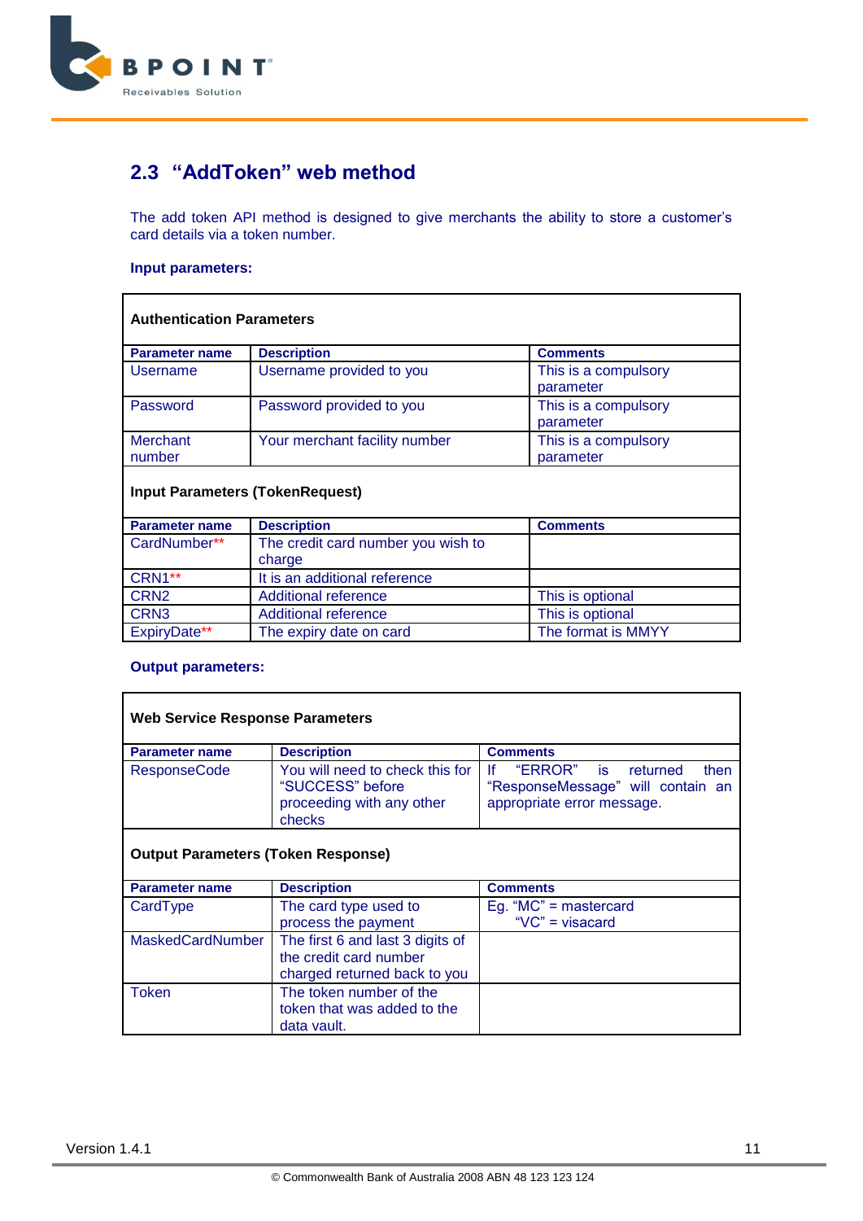## 2.3 "AddToken" web method

The add token API method is designed to give merchants the ability to store a customer's card details via a token number.

**Input parameters:**

| **Authentication Parameters** | | |
|---|---|---|
| **Parameter name** | **Description** | **Comments** |
| Username | Username provided to you | This is a compulsory parameter |
| Password | Password provided to you | This is a compulsory parameter |
| Merchant number | Your merchant facility number | This is a compulsory parameter |
| **Input Parameters (TokenRequest)** | | |
| **Parameter name** | **Description** | **Comments** |
| CardNumber** | The credit card number you wish to charge | |
| CRN1** | It is an additional reference | |
| CRN2 | Additional reference | This is optional |
| CRN3 | Additional reference | This is optional |
| ExpiryDate** | The expiry date on card | The format is MMYY |

**Output parameters:**

| **Web Service Response Parameters** | | |
|---|---|---|
| **Parameter name** | **Description** | **Comments** |
| ResponseCode | You will need to check this for "SUCCESS" before proceeding with any other checks | If "ERROR" is returned then "ResponseMessage" will contain an appropriate error message. |
| **Output Parameters (Token Response)** | | |
| **Parameter name** | **Description** | **Comments** |
| CardType | The card type used to process the payment | Eg. "MC" = mastercard "VC" = visacard |
| MaskedCardNumber | The first 6 and last 3 digits of the credit card number charged returned back to you | |
| Token | The token number of the token that was added to the data vault. | |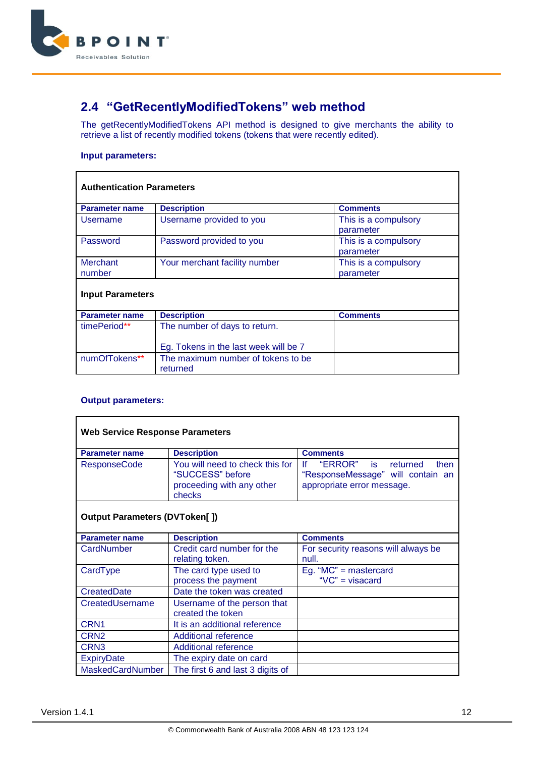## 2.4 "GetRecentlyModifiedTokens" web method

The getRecentlyModifiedTokens API method is designed to give merchants the ability to retrieve a list of recently modified tokens (tokens that were recently edited).

**Input parameters:**

| **Authentication Parameters** | | |
|---|---|---|
| **Parameter name** | **Description** | **Comments** |
| Username | Username provided to you | This is a compulsory parameter |
| Password | Password provided to you | This is a compulsory parameter |
| Merchant number | Your merchant facility number | This is a compulsory parameter |
| **Input Parameters** | | |
| **Parameter name** | **Description** | **Comments** |
| timePeriod** | The number of days to return.<br><br>Eg. Tokens in the last week will be 7 | |
| numOfTokens** | The maximum number of tokens to be returned | |

**Output parameters:**

| **Web Service Response Parameters** | | |
|---|---|---|
| **Parameter name** | **Description** | **Comments** |
| ResponseCode | You will need to check this for "SUCCESS" before proceeding with any other checks | If "ERROR" is returned then "ResponseMessage" will contain an appropriate error message. |
| **Output Parameters (DVToken[ ])** | | |
| **Parameter name** | **Description** | **Comments** |
| CardNumber | Credit card number for the relating token. | For security reasons will always be null. |
| CardType | The card type used to process the payment | Eg. "MC" = mastercard<br>"VC" = visacard |
| CreatedDate | Date the token was created | |
| CreatedUsername | Username of the person that created the token | |
| CRN1 | It is an additional reference | |
| CRN2 | Additional reference | |
| CRN3 | Additional reference | |
| ExpiryDate | The expiry date on card | |
| MaskedCardNumber | The first 6 and last 3 digits of | |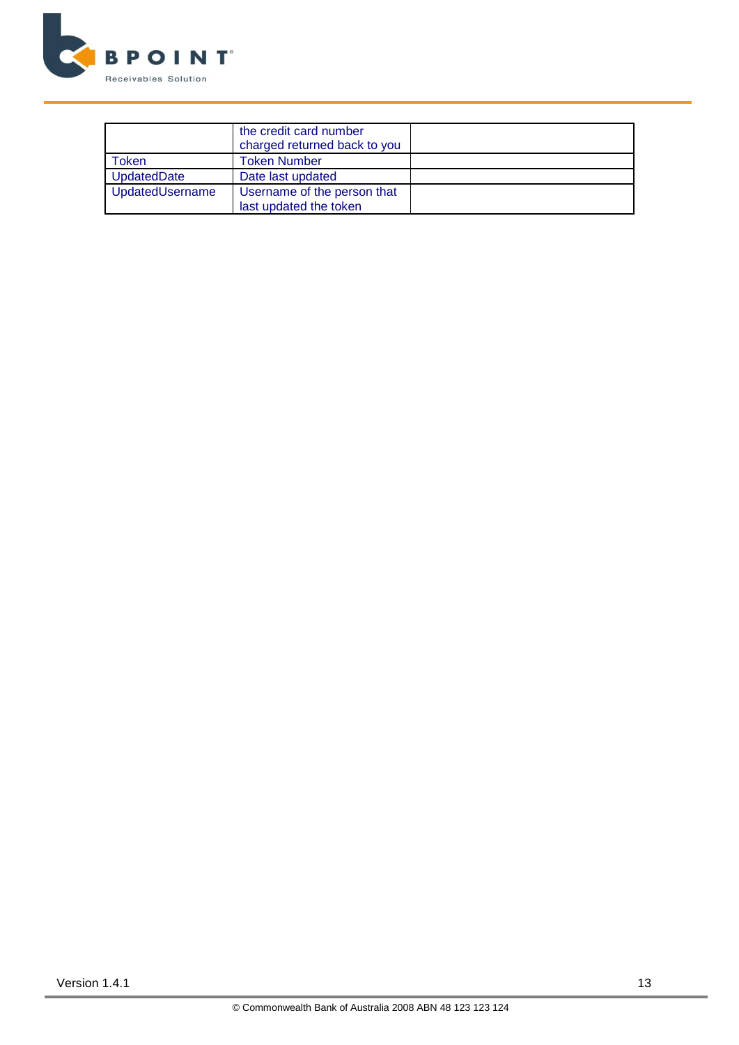| | | |
|---|---|---|
| | the credit card number charged returned back to you | |
| Token | Token Number | |
| UpdatedDate | Date last updated | |
| UpdatedUsername | Username of the person that last updated the token | |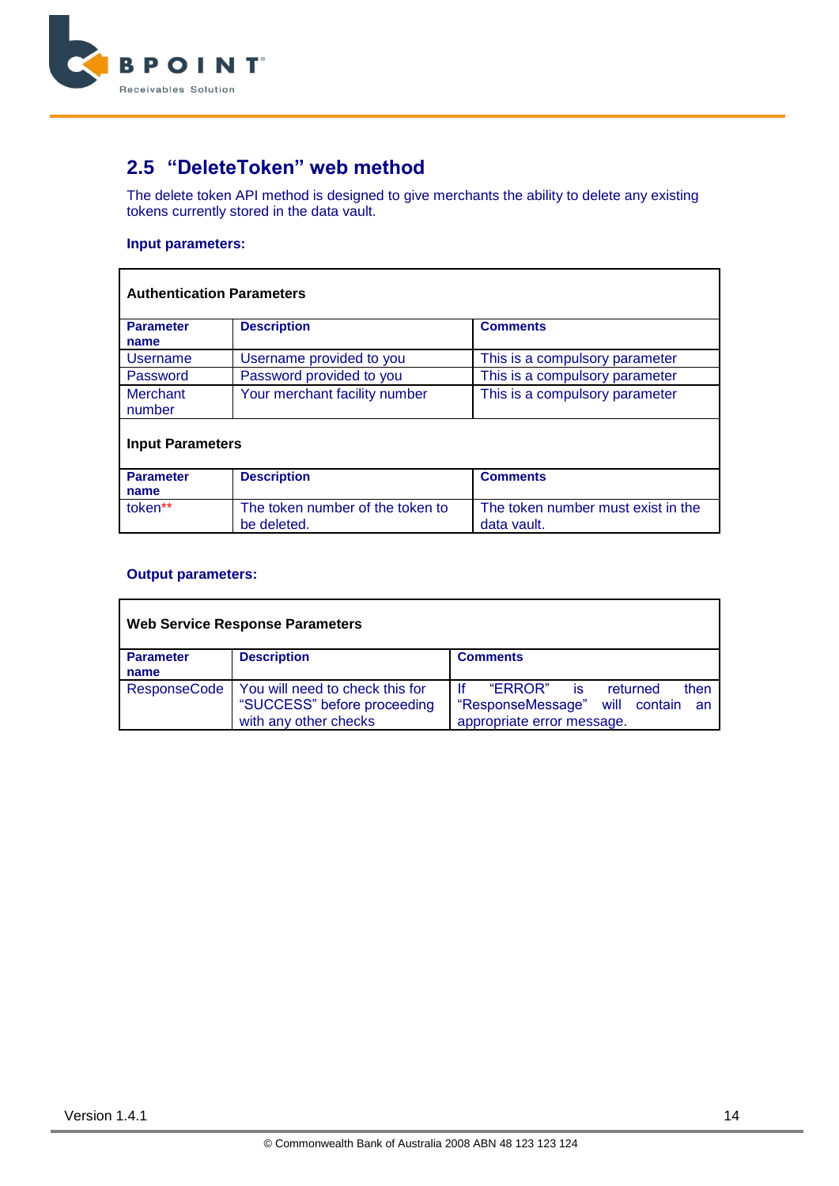## 2.5 "DeleteToken" web method

The delete token API method is designed to give merchants the ability to delete any existing tokens currently stored in the data vault.

**Input parameters:**

| **Authentication Parameters** | | |
|---|---|---|
| **Parameter name** | **Description** | **Comments** |
| Username | Username provided to you | This is a compulsory parameter |
| Password | Password provided to you | This is a compulsory parameter |
| Merchant number | Your merchant facility number | This is a compulsory parameter |
| **Input Parameters** | | |
| **Parameter name** | **Description** | **Comments** |
| token** | The token number of the token to be deleted. | The token number must exist in the data vault. |

**Output parameters:**

| **Web Service Response Parameters** | | |
|---|---|---|
| **Parameter name** | **Description** | **Comments** |
| ResponseCode | You will need to check this for "SUCCESS" before proceeding with any other checks | If "ERROR" is returned then "ResponseMessage" will contain an appropriate error message. |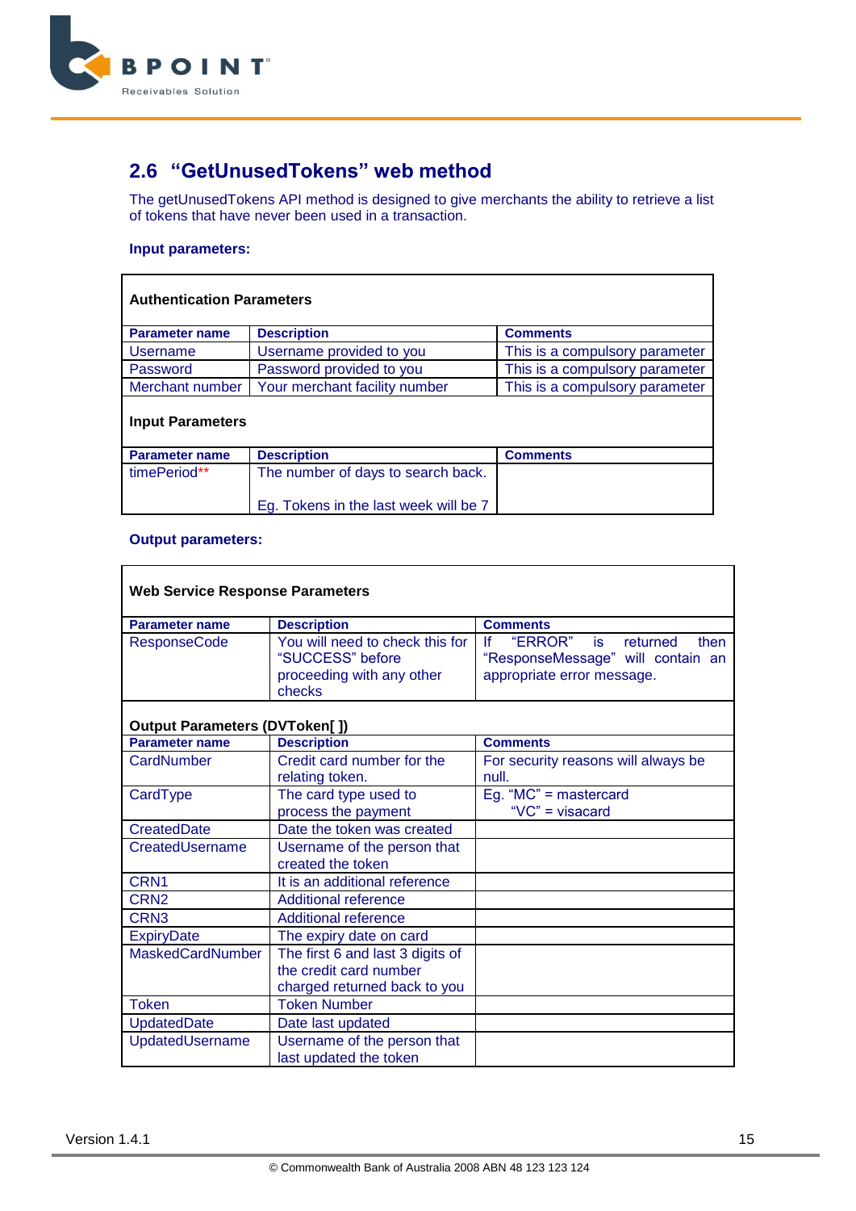## 2.6 "GetUnusedTokens" web method

The getUnusedTokens API method is designed to give merchants the ability to retrieve a list of tokens that have never been used in a transaction.

**Input parameters:**

**Authentication Parameters**

| Parameter name | Description | Comments |
|---|---|---|
| Username | Username provided to you | This is a compulsory parameter |
| Password | Password provided to you | This is a compulsory parameter |
| Merchant number | Your merchant facility number | This is a compulsory parameter |

**Input Parameters**

| Parameter name | Description | Comments |
|---|---|---|
| timePeriod** | The number of days to search back.<br><br>Eg. Tokens in the last week will be 7 | |

**Output parameters:**

**Web Service Response Parameters**

| Parameter name | Description | Comments |
|---|---|---|
| ResponseCode | You will need to check this for "SUCCESS" before proceeding with any other checks | If "ERROR" is returned then "ResponseMessage" will contain an appropriate error message. |

**Output Parameters (DVToken[ ])**

| Parameter name | Description | Comments |
|---|---|---|
| CardNumber | Credit card number for the relating token. | For security reasons will always be null. |
| CardType | The card type used to process the payment | Eg. "MC" = mastercard<br>"VC" = visacard |
| CreatedDate | Date the token was created | |
| CreatedUsername | Username of the person that created the token | |
| CRN1 | It is an additional reference | |
| CRN2 | Additional reference | |
| CRN3 | Additional reference | |
| ExpiryDate | The expiry date on card | |
| MaskedCardNumber | The first 6 and last 3 digits of the credit card number charged returned back to you | |
| Token | Token Number | |
| UpdatedDate | Date last updated | |
| UpdatedUsername | Username of the person that last updated the token | |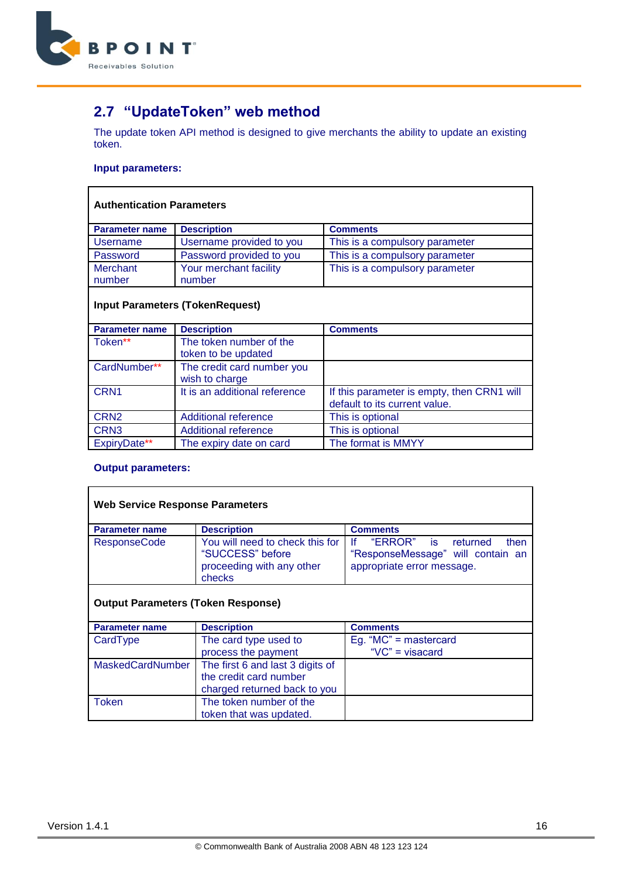## 2.7 "UpdateToken" web method

The update token API method is designed to give merchants the ability to update an existing token.

**Input parameters:**

**Authentication Parameters**

| Parameter name | Description | Comments |
|---|---|---|
| Username | Username provided to you | This is a compulsory parameter |
| Password | Password provided to you | This is a compulsory parameter |
| Merchant number | Your merchant facility number | This is a compulsory parameter |

**Input Parameters (TokenRequest)**

| Parameter name | Description | Comments |
|---|---|---|
| Token** | The token number of the token to be updated | |
| CardNumber** | The credit card number you wish to charge | |
| CRN1 | It is an additional reference | If this parameter is empty, then CRN1 will default to its current value. |
| CRN2 | Additional reference | This is optional |
| CRN3 | Additional reference | This is optional |
| ExpiryDate** | The expiry date on card | The format is MMYY |

**Output parameters:**

**Web Service Response Parameters**

| Parameter name | Description | Comments |
|---|---|---|
| ResponseCode | You will need to check this for "SUCCESS" before proceeding with any other checks | If "ERROR" is returned then "ResponseMessage" will contain an appropriate error message. |

**Output Parameters (Token Response)**

| Parameter name | Description | Comments |
|---|---|---|
| CardType | The card type used to process the payment | Eg. "MC" = mastercard "VC" = visacard |
| MaskedCardNumber | The first 6 and last 3 digits of the credit card number charged returned back to you | |
| Token | The token number of the token that was updated. | |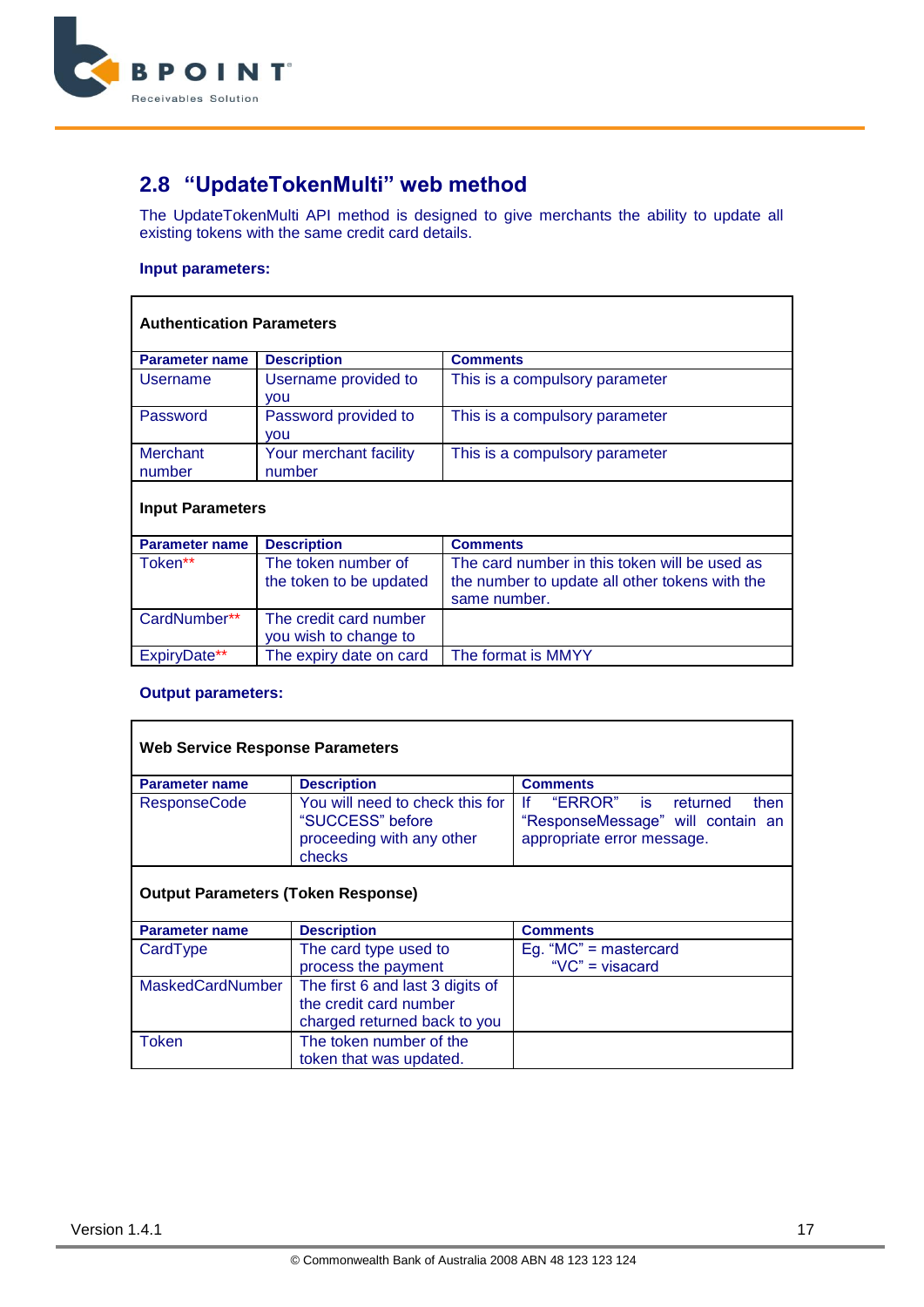## 2.8 "UpdateTokenMulti" web method

The UpdateTokenMulti API method is designed to give merchants the ability to update all existing tokens with the same credit card details.

**Input parameters:**

**Authentication Parameters**

| Parameter name | Description | Comments |
|---|---|---|
| Username | Username provided to you | This is a compulsory parameter |
| Password | Password provided to you | This is a compulsory parameter |
| Merchant number | Your merchant facility number | This is a compulsory parameter |

**Input Parameters**

| Parameter name | Description | Comments |
|---|---|---|
| Token** | The token number of the token to be updated | The card number in this token will be used as the number to update all other tokens with the same number. |
| CardNumber** | The credit card number you wish to change to | |
| ExpiryDate** | The expiry date on card | The format is MMYY |

**Output parameters:**

**Web Service Response Parameters**

| Parameter name | Description | Comments |
|---|---|---|
| ResponseCode | You will need to check this for "SUCCESS" before proceeding with any other checks | If "ERROR" is returned then "ResponseMessage" will contain an appropriate error message. |

**Output Parameters (Token Response)**

| Parameter name | Description | Comments |
|---|---|---|
| CardType | The card type used to process the payment | Eg. "MC" = mastercard<br>"VC" = visacard |
| MaskedCardNumber | The first 6 and last 3 digits of the credit card number charged returned back to you | |
| Token | The token number of the token that was updated. | |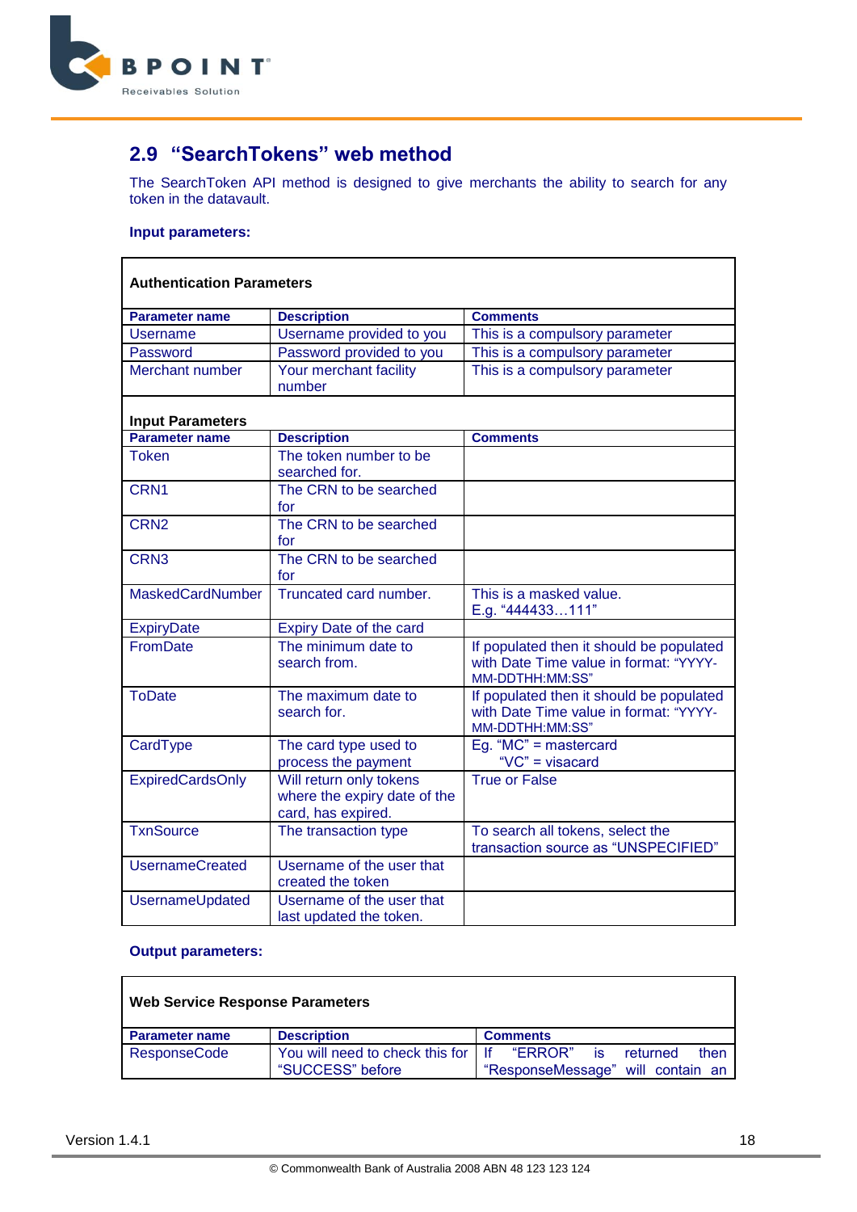## 2.9 "SearchTokens" web method

The SearchToken API method is designed to give merchants the ability to search for any token in the datavault.

**Input parameters:**

| **Authentication Parameters** | | |
|---|---|---|
| **Parameter name** | **Description** | **Comments** |
| Username | Username provided to you | This is a compulsory parameter |
| Password | Password provided to you | This is a compulsory parameter |
| Merchant number | Your merchant facility number | This is a compulsory parameter |
| **Input Parameters** | | |
| **Parameter name** | **Description** | **Comments** |
| Token | The token number to be searched for. | |
| CRN1 | The CRN to be searched for | |
| CRN2 | The CRN to be searched for | |
| CRN3 | The CRN to be searched for | |
| MaskedCardNumber | Truncated card number. | This is a masked value. E.g. "444433…111" |
| ExpiryDate | Expiry Date of the card | |
| FromDate | The minimum date to search from. | If populated then it should be populated with Date Time value in format: "YYYY-MM-DDTHH:MM:SS" |
| ToDate | The maximum date to search for. | If populated then it should be populated with Date Time value in format: "YYYY-MM-DDTHH:MM:SS" |
| CardType | The card type used to process the payment | Eg. "MC" = mastercard "VC" = visacard |
| ExpiredCardsOnly | Will return only tokens where the expiry date of the card, has expired. | True or False |
| TxnSource | The transaction type | To search all tokens, select the transaction source as "UNSPECIFIED" |
| UsernameCreated | Username of the user that created the token | |
| UsernameUpdated | Username of the user that last updated the token. | |

**Output parameters:**

| **Web Service Response Parameters** | | |
|---|---|---|
| **Parameter name** | **Description** | **Comments** |
| ResponseCode | You will need to check this for "SUCCESS" before | If "ERROR" is returned then "ResponseMessage" will contain an |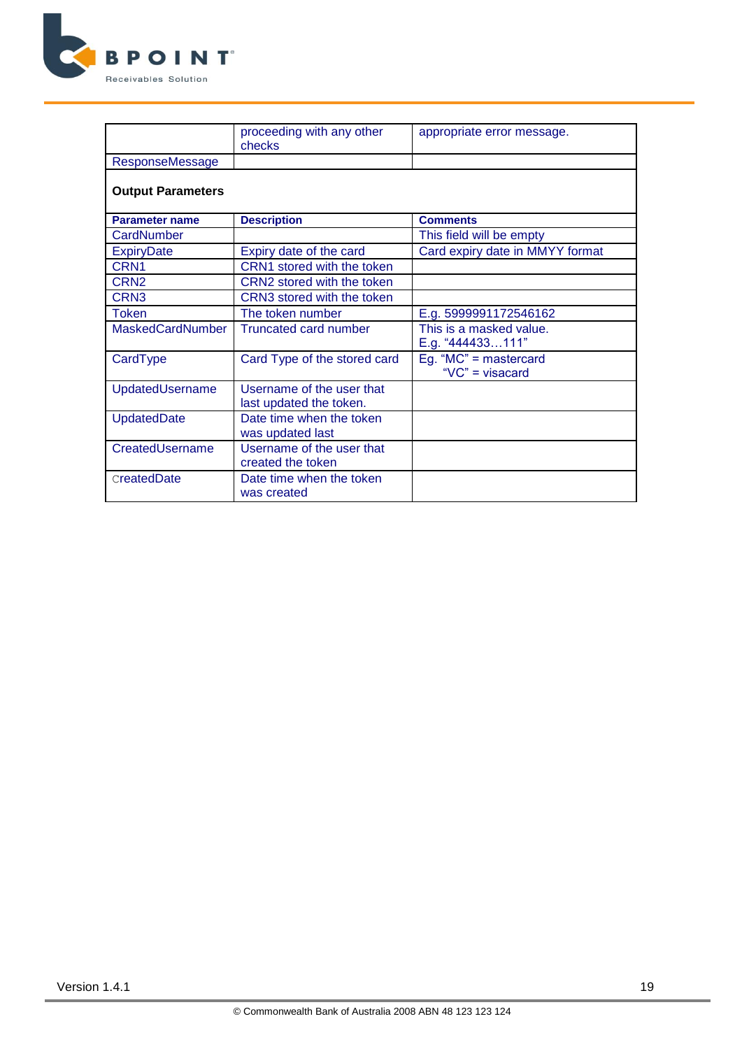| | proceeding with any other checks | appropriate error message. |
|---|---|---|
| ResponseMessage | | |

**Output Parameters**

| Parameter name | Description | Comments |
|---|---|---|
| CardNumber | | This field will be empty |
| ExpiryDate | Expiry date of the card | Card expiry date in MMYY format |
| CRN1 | CRN1 stored with the token | |
| CRN2 | CRN2 stored with the token | |
| CRN3 | CRN3 stored with the token | |
| Token | The token number | E.g. 5999991172546162 |
| MaskedCardNumber | Truncated card number | This is a masked value. E.g. "444433…111" |
| CardType | Card Type of the stored card | Eg. "MC" = mastercard "VC" = visacard |
| UpdatedUsername | Username of the user that last updated the token. | |
| UpdatedDate | Date time when the token was updated last | |
| CreatedUsername | Username of the user that created the token | |
| CreatedDate | Date time when the token was created | |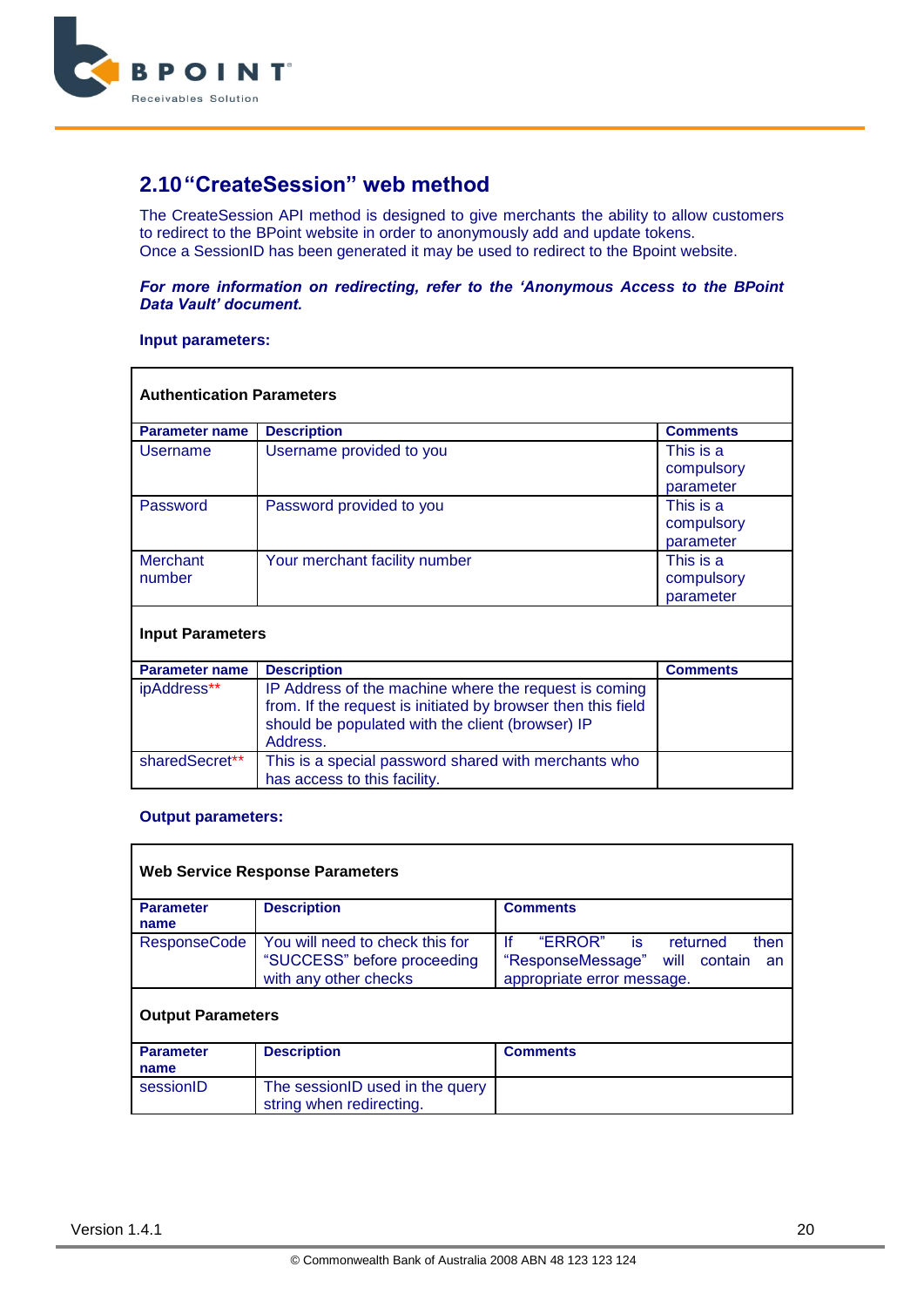## 2.10 "CreateSession" web method

The CreateSession API method is designed to give merchants the ability to allow customers to redirect to the BPoint website in order to anonymously add and update tokens. Once a SessionID has been generated it may be used to redirect to the Bpoint website.

***For more information on redirecting, refer to the 'Anonymous Access to the BPoint Data Vault' document.***

**Input parameters:**

| **Authentication Parameters** | | |
|---|---|---|
| **Parameter name** | **Description** | **Comments** |
| Username | Username provided to you | This is a compulsory parameter |
| Password | Password provided to you | This is a compulsory parameter |
| Merchant number | Your merchant facility number | This is a compulsory parameter |
| **Input Parameters** | | |
| **Parameter name** | **Description** | **Comments** |
| ipAddress** | IP Address of the machine where the request is coming from. If the request is initiated by browser then this field should be populated with the client (browser) IP Address. | |
| sharedSecret** | This is a special password shared with merchants who has access to this facility. | |

**Output parameters:**

| **Web Service Response Parameters** | | |
|---|---|---|
| **Parameter name** | **Description** | **Comments** |
| ResponseCode | You will need to check this for "SUCCESS" before proceeding with any other checks | If "ERROR" is returned then "ResponseMessage" will contain an appropriate error message. |
| **Output Parameters** | | |
| **Parameter name** | **Description** | **Comments** |
| sessionID | The sessionID used in the query string when redirecting. | |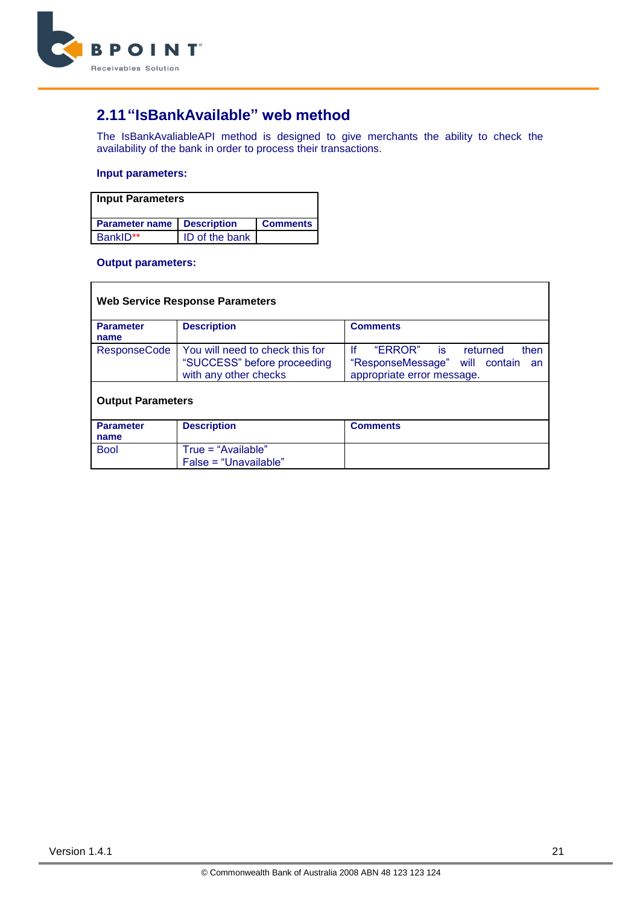## 2.11 "IsBankAvailable" web method

The IsBankAvaliableAPI method is designed to give merchants the ability to check the availability of the bank in order to process their transactions.

**Input parameters:**

| Input Parameters | | |
|---|---|---|
| **Parameter name** | **Description** | **Comments** |
| BankID** | ID of the bank | |

**Output parameters:**

| Web Service Response Parameters | | |
|---|---|---|
| **Parameter name** | **Description** | **Comments** |
| ResponseCode | You will need to check this for "SUCCESS" before proceeding with any other checks | If "ERROR" is returned then "ResponseMessage" will contain an appropriate error message. |
| **Output Parameters** | | |
| **Parameter name** | **Description** | **Comments** |
| Bool | True = "Available"<br>False = "Unavailable" | |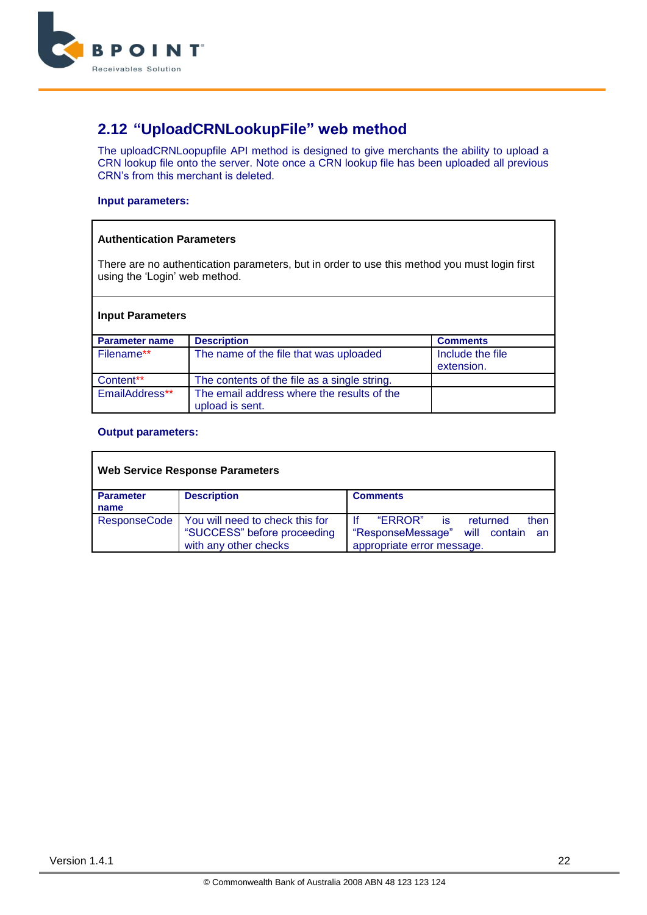## 2.12 "UploadCRNLookupFile" web method

The uploadCRNLoopupfile API method is designed to give merchants the ability to upload a CRN lookup file onto the server. Note once a CRN lookup file has been uploaded all previous CRN's from this merchant is deleted.

**Input parameters:**

**Authentication Parameters**

There are no authentication parameters, but in order to use this method you must login first using the 'Login' web method.

**Input Parameters**

| Parameter name | Description | Comments |
|---|---|---|
| Filename** | The name of the file that was uploaded | Include the file extension. |
| Content** | The contents of the file as a single string. | |
| EmailAddress** | The email address where the results of the upload is sent. | |

**Output parameters:**

**Web Service Response Parameters**

| Parameter name | Description | Comments |
|---|---|---|
| ResponseCode | You will need to check this for "SUCCESS" before proceeding with any other checks | If "ERROR" is returned then "ResponseMessage" will contain an appropriate error message. |

Version 1.4.1

© Commonwealth Bank of Australia 2008 ABN 48 123 123 124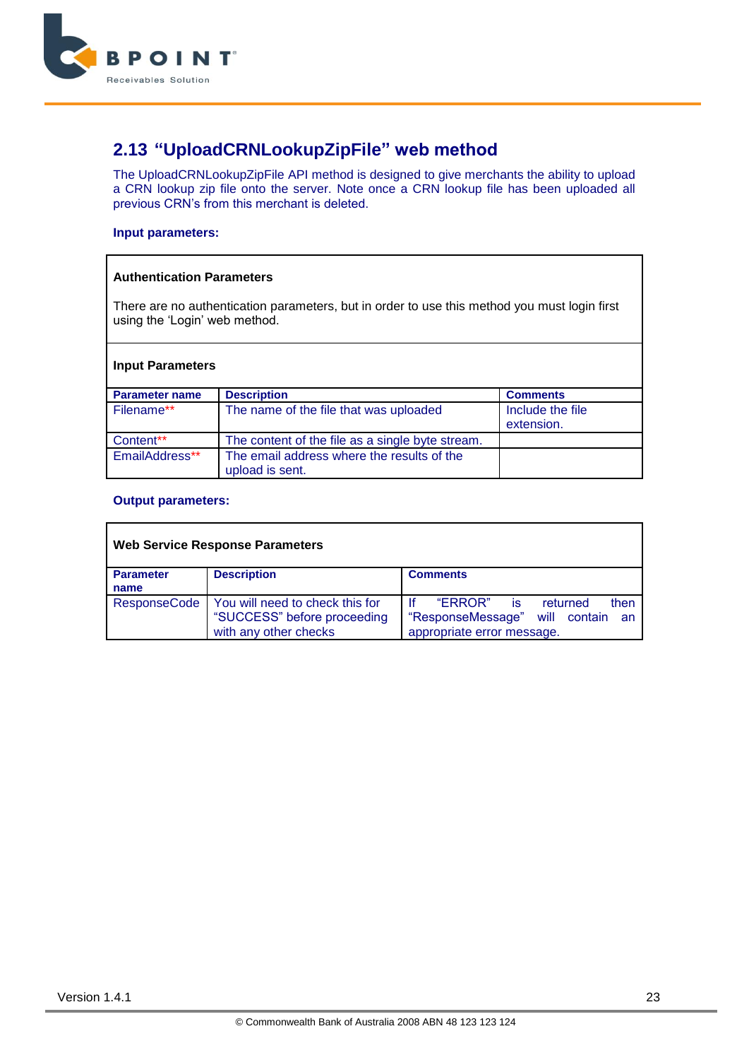## 2.13 "UploadCRNLookupZipFile" web method

The UploadCRNLookupZipFile API method is designed to give merchants the ability to upload a CRN lookup zip file onto the server. Note once a CRN lookup file has been uploaded all previous CRN's from this merchant is deleted.

**Input parameters:**

**Authentication Parameters**

There are no authentication parameters, but in order to use this method you must login first using the 'Login' web method.

**Input Parameters**

| Parameter name | Description | Comments |
|---|---|---|
| Filename** | The name of the file that was uploaded | Include the file extension. |
| Content** | The content of the file as a single byte stream. | |
| EmailAddress** | The email address where the results of the upload is sent. | |

**Output parameters:**

**Web Service Response Parameters**

| Parameter name | Description | Comments |
|---|---|---|
| ResponseCode | You will need to check this for "SUCCESS" before proceeding with any other checks | If "ERROR" is returned then "ResponseMessage" will contain an appropriate error message. |

Version 1.4.1

© Commonwealth Bank of Australia 2008 ABN 48 123 123 124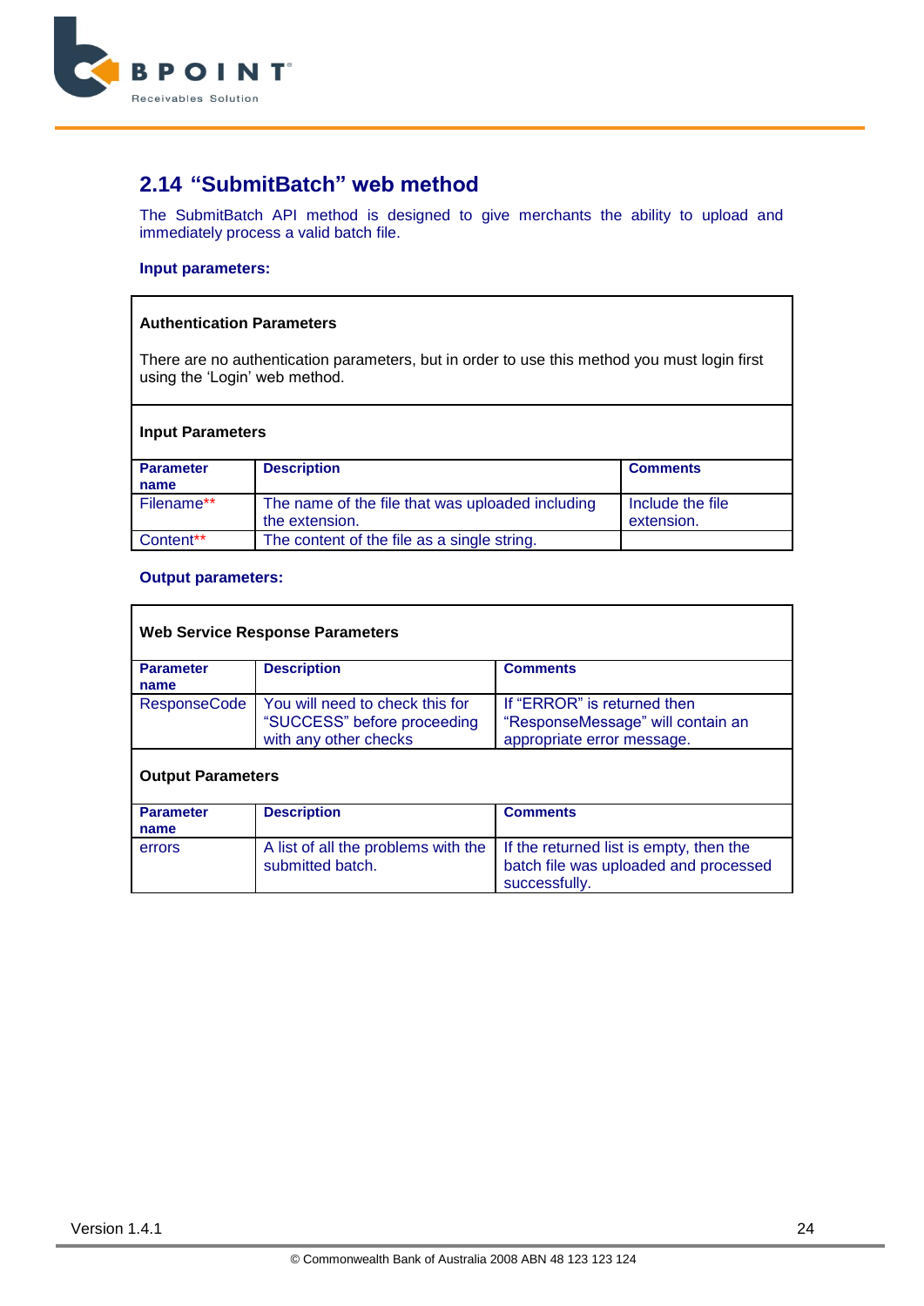## 2.14 "SubmitBatch" web method

The SubmitBatch API method is designed to give merchants the ability to upload and immediately process a valid batch file.

**Input parameters:**

**Authentication Parameters**

There are no authentication parameters, but in order to use this method you must login first using the 'Login' web method.

**Input Parameters**

| Parameter name | Description | Comments |
|---|---|---|
| Filename** | The name of the file that was uploaded including the extension. | Include the file extension. |
| Content** | The content of the file as a single string. | |

**Output parameters:**

**Web Service Response Parameters**

| Parameter name | Description | Comments |
|---|---|---|
| ResponseCode | You will need to check this for "SUCCESS" before proceeding with any other checks | If "ERROR" is returned then "ResponseMessage" will contain an appropriate error message. |

**Output Parameters**

| Parameter name | Description | Comments |
|---|---|---|
| errors | A list of all the problems with the submitted batch. | If the returned list is empty, then the batch file was uploaded and processed successfully. |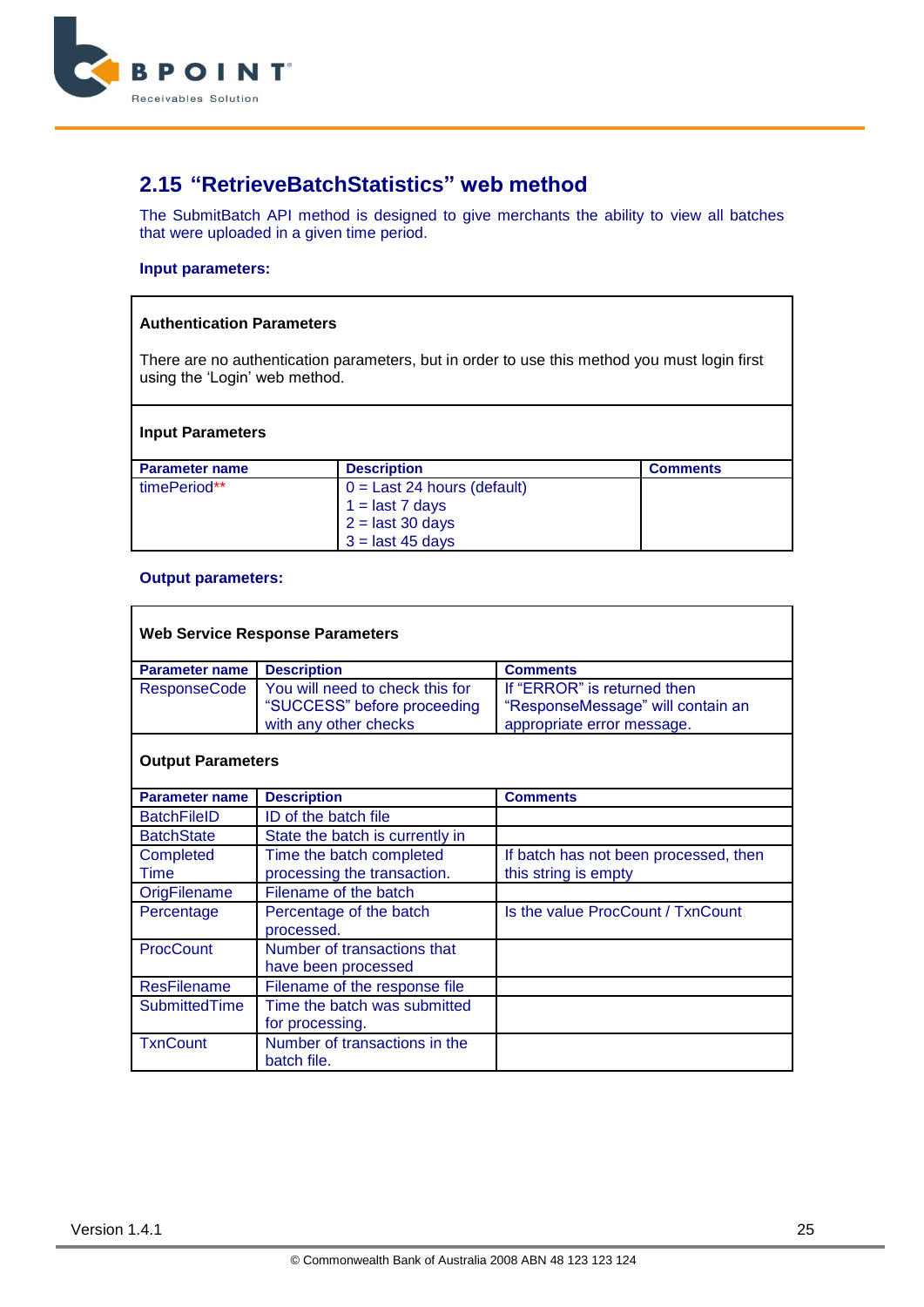## 2.15 “RetrieveBatchStatistics” web method

The SubmitBatch API method is designed to give merchants the ability to view all batches that were uploaded in a given time period.

**Input parameters:**

**Authentication Parameters**

There are no authentication parameters, but in order to use this method you must login first using the ‘Login’ web method.

**Input Parameters**

| Parameter name | Description | Comments |
|---|---|---|
| timePeriod** | 0 = Last 24 hours (default)<br>1 = last 7 days<br>2 = last 30 days<br>3 = last 45 days | |

**Output parameters:**

**Web Service Response Parameters**

| Parameter name | Description | Comments |
|---|---|---|
| ResponseCode | You will need to check this for “SUCCESS” before proceeding with any other checks | If “ERROR” is returned then “ResponseMessage” will contain an appropriate error message. |

**Output Parameters**

| Parameter name | Description | Comments |
|---|---|---|
| BatchFileID | ID of the batch file | |
| BatchState | State the batch is currently in | |
| Completed Time | Time the batch completed processing the transaction. | If batch has not been processed, then this string is empty |
| OrigFilename | Filename of the batch | |
| Percentage | Percentage of the batch processed. | Is the value ProcCount / TxnCount |
| ProcCount | Number of transactions that have been processed | |
| ResFilename | Filename of the response file | |
| SubmittedTime | Time the batch was submitted for processing. | |
| TxnCount | Number of transactions in the batch file. | |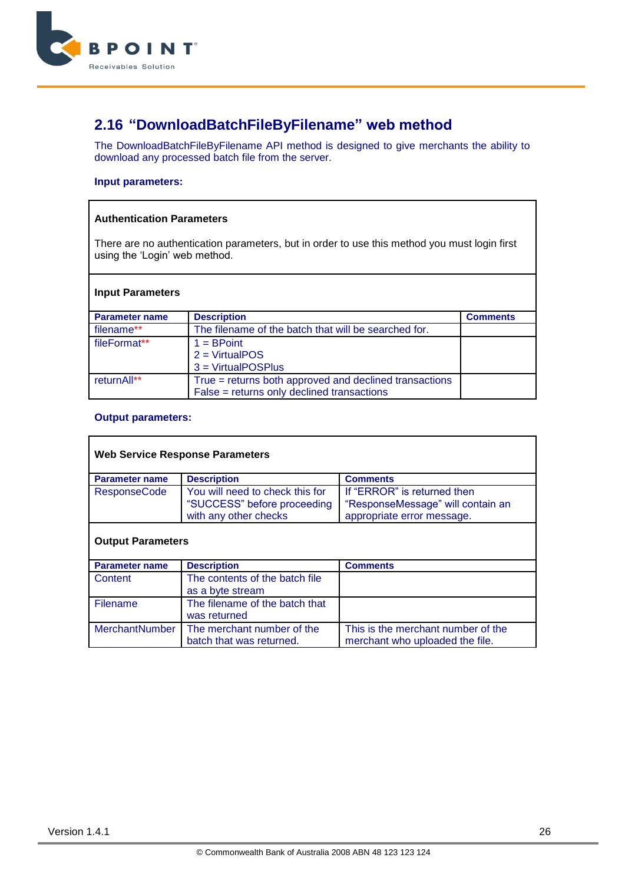## 2.16 "DownloadBatchFileByFilename" web method

The DownloadBatchFileByFilename API method is designed to give merchants the ability to download any processed batch file from the server.

**Input parameters:**

**Authentication Parameters**

There are no authentication parameters, but in order to use this method you must login first using the 'Login' web method.

**Input Parameters**

| Parameter name | Description | Comments |
|---|---|---|
| filename** | The filename of the batch that will be searched for. | |
| fileFormat** | 1 = BPoint<br>2 = VirtualPOS<br>3 = VirtualPOSPlus | |
| returnAll** | True = returns both approved and declined transactions<br>False = returns only declined transactions | |

**Output parameters:**

**Web Service Response Parameters**

| Parameter name | Description | Comments |
|---|---|---|
| ResponseCode | You will need to check this for "SUCCESS" before proceeding with any other checks | If "ERROR" is returned then "ResponseMessage" will contain an appropriate error message. |

**Output Parameters**

| Parameter name | Description | Comments |
|---|---|---|
| Content | The contents of the batch file as a byte stream | |
| Filename | The filename of the batch that was returned | |
| MerchantNumber | The merchant number of the batch that was returned. | This is the merchant number of the merchant who uploaded the file. |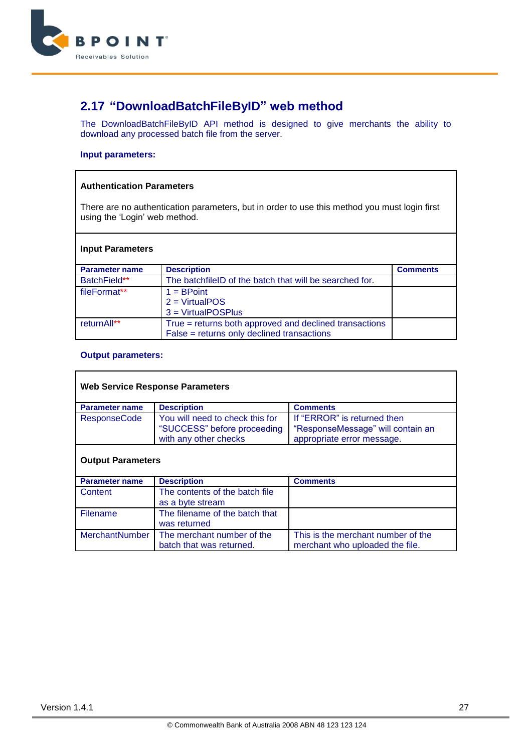## 2.17 "DownloadBatchFileByID" web method

The DownloadBatchFileByID API method is designed to give merchants the ability to download any processed batch file from the server.

**Input parameters:**

**Authentication Parameters**

There are no authentication parameters, but in order to use this method you must login first using the 'Login' web method.

**Input Parameters**

| Parameter name | Description | Comments |
|---|---|---|
| BatchField** | The batchfileID of the batch that will be searched for. | |
| fileFormat** | 1 = BPoint<br>2 = VirtualPOS<br>3 = VirtualPOSPlus | |
| returnAll** | True = returns both approved and declined transactions<br>False = returns only declined transactions | |

**Output parameters:**

**Web Service Response Parameters**

| Parameter name | Description | Comments |
|---|---|---|
| ResponseCode | You will need to check this for "SUCCESS" before proceeding with any other checks | If "ERROR" is returned then "ResponseMessage" will contain an appropriate error message. |

**Output Parameters**

| Parameter name | Description | Comments |
|---|---|---|
| Content | The contents of the batch file as a byte stream | |
| Filename | The filename of the batch that was returned | |
| MerchantNumber | The merchant number of the batch that was returned. | This is the merchant number of the merchant who uploaded the file. |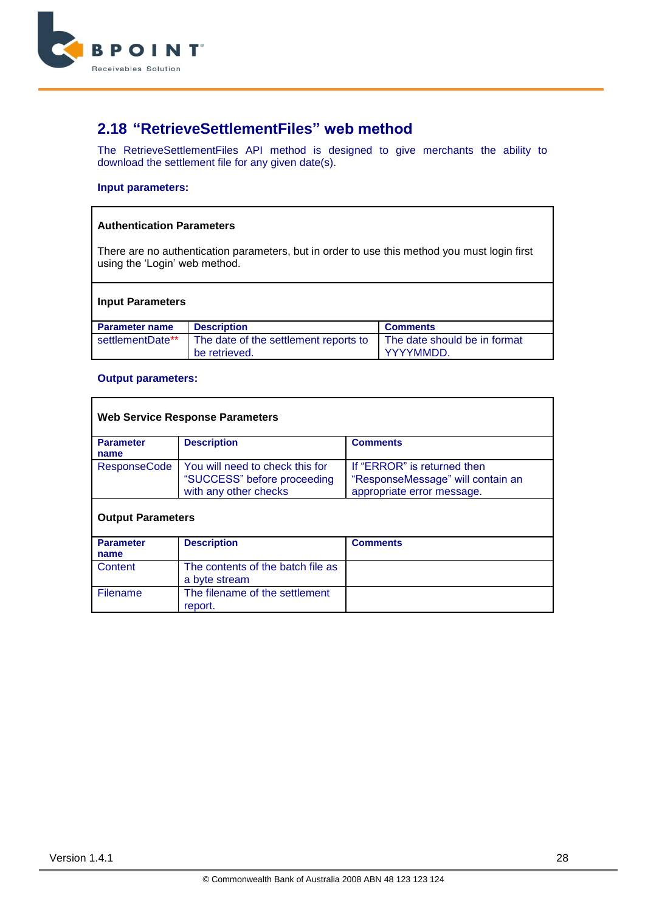## 2.18 "RetrieveSettlementFiles" web method

The RetrieveSettlementFiles API method is designed to give merchants the ability to download the settlement file for any given date(s).

**Input parameters:**

**Authentication Parameters**

There are no authentication parameters, but in order to use this method you must login first using the 'Login' web method.

**Input Parameters**

| Parameter name | Description | Comments |
|---|---|---|
| settlementDate** | The date of the settlement reports to be retrieved. | The date should be in format YYYYMMDD. |

**Output parameters:**

**Web Service Response Parameters**

| Parameter name | Description | Comments |
|---|---|---|
| ResponseCode | You will need to check this for "SUCCESS" before proceeding with any other checks | If "ERROR" is returned then "ResponseMessage" will contain an appropriate error message. |

**Output Parameters**

| Parameter name | Description | Comments |
|---|---|---|
| Content | The contents of the batch file as a byte stream | |
| Filename | The filename of the settlement report. | |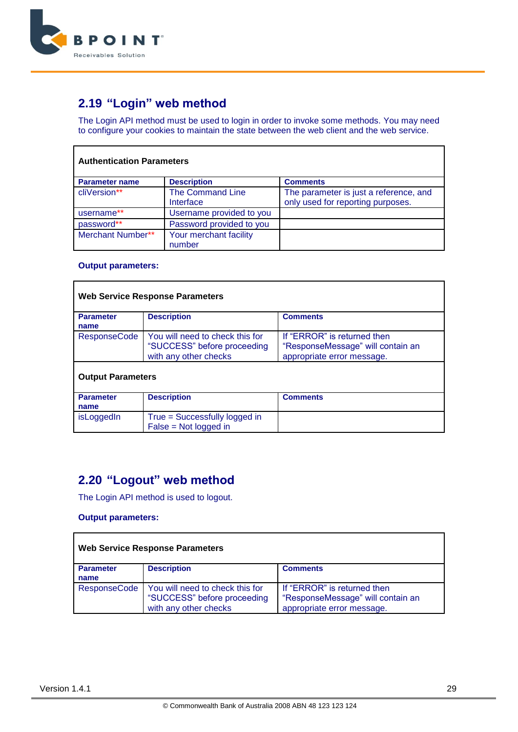## 2.19 "Login" web method

The Login API method must be used to login in order to invoke some methods. You may need to configure your cookies to maintain the state between the web client and the web service.

| Authentication Parameters | | |
|---|---|---|
| **Parameter name** | **Description** | **Comments** |
| cliVersion** | The Command Line Interface | The parameter is just a reference, and only used for reporting purposes. |
| username** | Username provided to you | |
| password** | Password provided to you | |
| Merchant Number** | Your merchant facility number | |

**Output parameters:**

| Web Service Response Parameters | | |
|---|---|---|
| **Parameter name** | **Description** | **Comments** |
| ResponseCode | You will need to check this for "SUCCESS" before proceeding with any other checks | If "ERROR" is returned then "ResponseMessage" will contain an appropriate error message. |
| **Output Parameters** | | |
| **Parameter name** | **Description** | **Comments** |
| isLoggedIn | True = Successfully logged in<br>False = Not logged in | |

## 2.20 "Logout" web method

The Login API method is used to logout.

**Output parameters:**

| Web Service Response Parameters | | |
|---|---|---|
| **Parameter name** | **Description** | **Comments** |
| ResponseCode | You will need to check this for "SUCCESS" before proceeding with any other checks | If "ERROR" is returned then "ResponseMessage" will contain an appropriate error message. |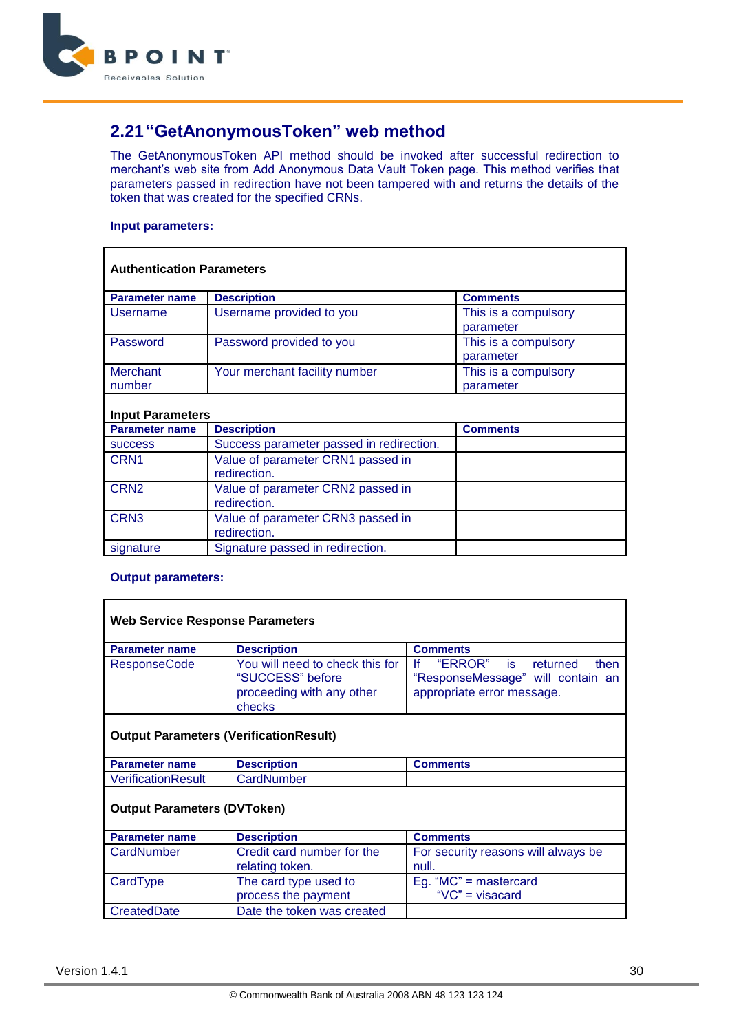## 2.21 "GetAnonymousToken" web method

The GetAnonymousToken API method should be invoked after successful redirection to merchant's web site from Add Anonymous Data Vault Token page. This method verifies that parameters passed in redirection have not been tampered with and returns the details of the token that was created for the specified CRNs.

**Input parameters:**

| **Authentication Parameters** | | |
|---|---|---|
| **Parameter name** | **Description** | **Comments** |
| Username | Username provided to you | This is a compulsory parameter |
| Password | Password provided to you | This is a compulsory parameter |
| Merchant number | Your merchant facility number | This is a compulsory parameter |
| **Input Parameters** | | |
| **Parameter name** | **Description** | **Comments** |
| success | Success parameter passed in redirection. | |
| CRN1 | Value of parameter CRN1 passed in redirection. | |
| CRN2 | Value of parameter CRN2 passed in redirection. | |
| CRN3 | Value of parameter CRN3 passed in redirection. | |
| signature | Signature passed in redirection. | |

**Output parameters:**

| **Web Service Response Parameters** | | |
|---|---|---|
| **Parameter name** | **Description** | **Comments** |
| ResponseCode | You will need to check this for "SUCCESS" before proceeding with any other checks | If "ERROR" is returned then "ResponseMessage" will contain an appropriate error message. |
| **Output Parameters (VerificationResult)** | | |
| **Parameter name** | **Description** | **Comments** |
| VerificationResult | CardNumber | |
| **Output Parameters (DVToken)** | | |
| **Parameter name** | **Description** | **Comments** |
| CardNumber | Credit card number for the relating token. | For security reasons will always be null. |
| CardType | The card type used to process the payment | Eg. "MC" = mastercard<br>"VC" = visacard |
| CreatedDate | Date the token was created | |

Version 1.4.1

© Commonwealth Bank of Australia 2008 ABN 48 123 123 124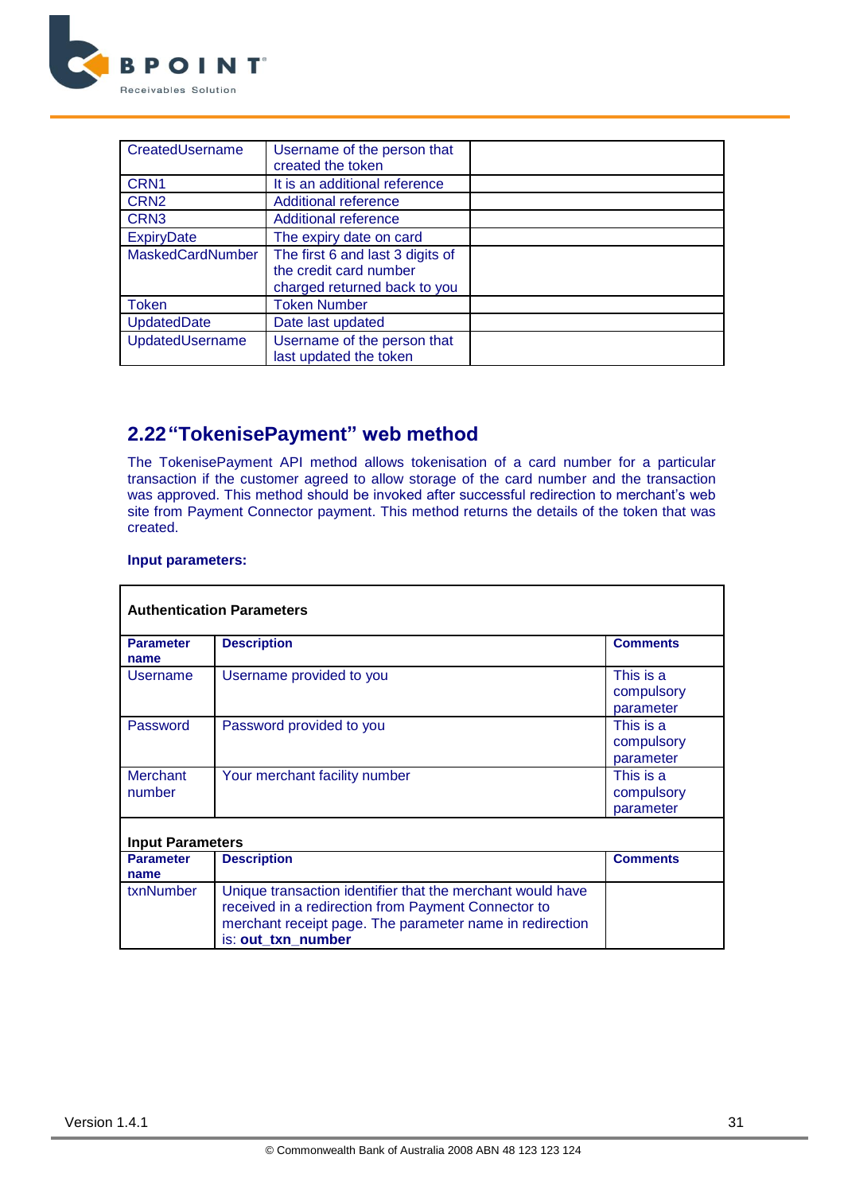| | | |
|---|---|---|
| CreatedUsername | Username of the person that created the token | |
| CRN1 | It is an additional reference | |
| CRN2 | Additional reference | |
| CRN3 | Additional reference | |
| ExpiryDate | The expiry date on card | |
| MaskedCardNumber | The first 6 and last 3 digits of the credit card number charged returned back to you | |
| Token | Token Number | |
| UpdatedDate | Date last updated | |
| UpdatedUsername | Username of the person that last updated the token | |

## 2.22 "TokenisePayment" web method

The TokenisePayment API method allows tokenisation of a card number for a particular transaction if the customer agreed to allow storage of the card number and the transaction was approved. This method should be invoked after successful redirection to merchant's web site from Payment Connector payment. This method returns the details of the token that was created.

**Input parameters:**

| **Authentication Parameters** | | |
|---|---|---|
| **Parameter name** | **Description** | **Comments** |
| Username | Username provided to you | This is a compulsory parameter |
| Password | Password provided to you | This is a compulsory parameter |
| Merchant number | Your merchant facility number | This is a compulsory parameter |
| **Input Parameters** | | |
| **Parameter name** | **Description** | **Comments** |
| txnNumber | Unique transaction identifier that the merchant would have received in a redirection from Payment Connector to merchant receipt page. The parameter name in redirection is: **out_txn_number** | |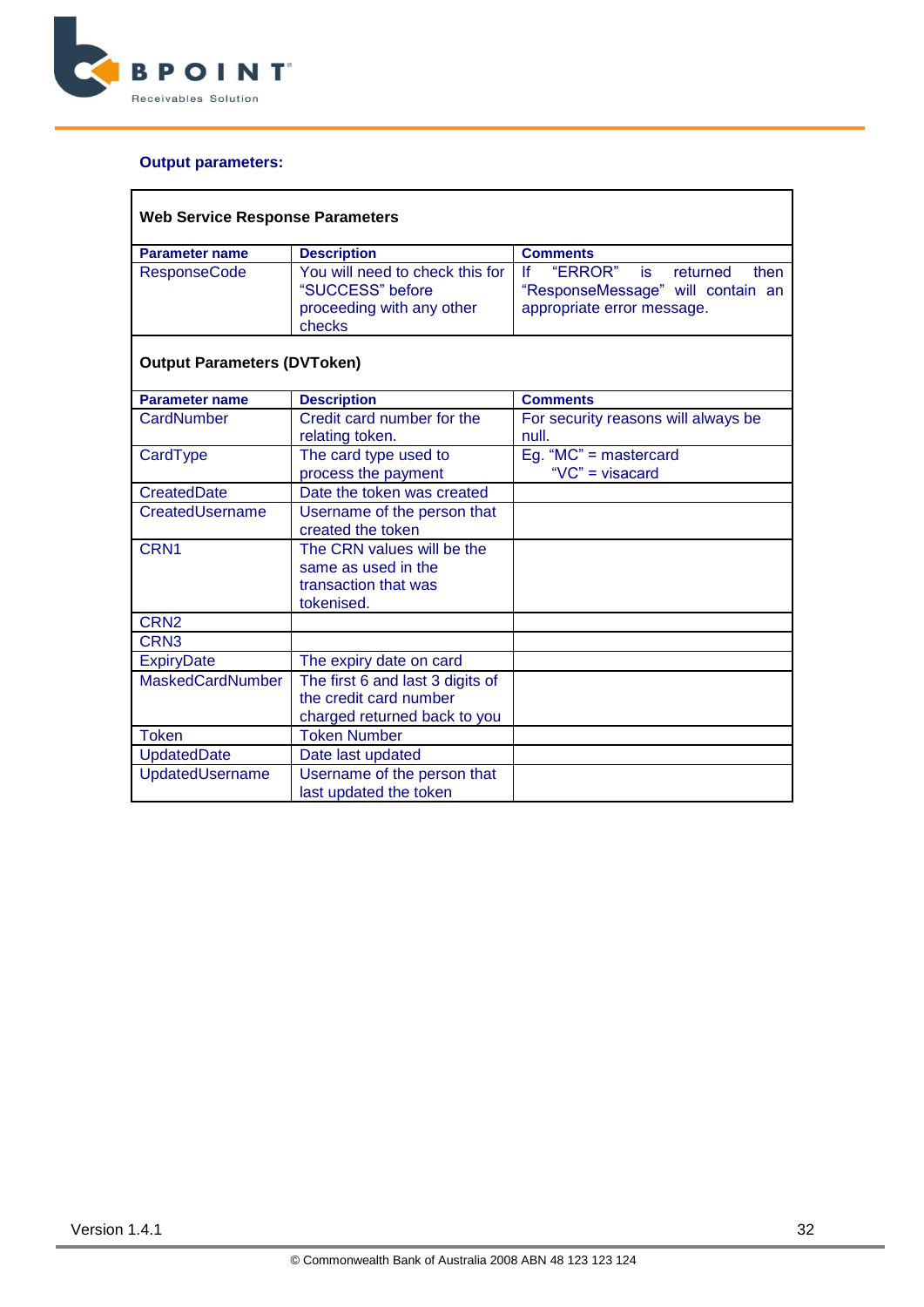### Output parameters:

**Web Service Response Parameters**

| Parameter name | Description | Comments |
|---|---|---|
| ResponseCode | You will need to check this for "SUCCESS" before proceeding with any other checks | If "ERROR" is returned then "ResponseMessage" will contain an appropriate error message. |

**Output Parameters (DVToken)**

| Parameter name | Description | Comments |
|---|---|---|
| CardNumber | Credit card number for the relating token. | For security reasons will always be null. |
| CardType | The card type used to process the payment | Eg. "MC" = mastercard "VC" = visacard |
| CreatedDate | Date the token was created | |
| CreatedUsername | Username of the person that created the token | |
| CRN1 | The CRN values will be the same as used in the transaction that was tokenised. | |
| CRN2 | | |
| CRN3 | | |
| ExpiryDate | The expiry date on card | |
| MaskedCardNumber | The first 6 and last 3 digits of the credit card number charged returned back to you | |
| Token | Token Number | |
| UpdatedDate | Date last updated | |
| UpdatedUsername | Username of the person that last updated the token | |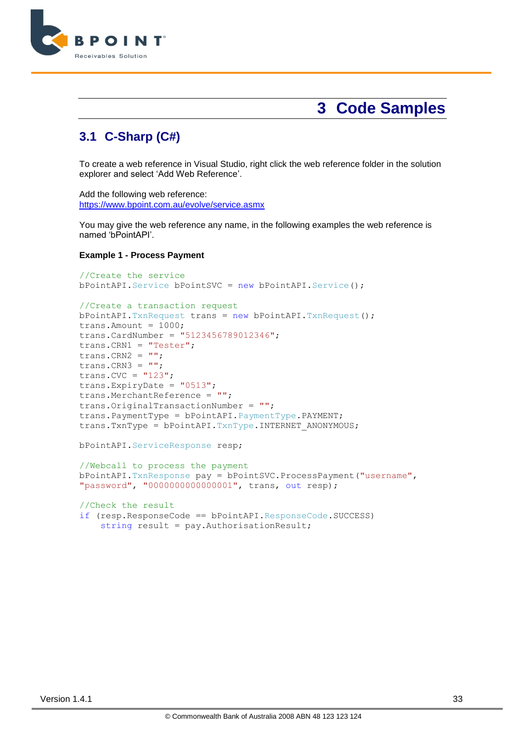# 3 Code Samples

## 3.1 C-Sharp (C#)

To create a web reference in Visual Studio, right click the web reference folder in the solution explorer and select 'Add Web Reference'.

Add the following web reference:
https://www.bpoint.com.au/evolve/service.asmx

You may give the web reference any name, in the following examples the web reference is named 'bPointAPI'.

**Example 1 - Process Payment**

```
//Create the service
bPointAPI.Service bPointSVC = new bPointAPI.Service();

//Create a transaction request
bPointAPI.TxnRequest trans = new bPointAPI.TxnRequest();
trans.Amount = 1000;
trans.CardNumber = "5123456789012346";
trans.CRN1 = "Tester";
trans.CRN2 = "";
trans.CRN3 = "";
trans.CVC = "123";
trans.ExpiryDate = "0513";
trans.MerchantReference = "";
trans.OriginalTransactionNumber = "";
trans.PaymentType = bPointAPI.PaymentType.PAYMENT;
trans.TxnType = bPointAPI.TxnType.INTERNET_ANONYMOUS;

bPointAPI.ServiceResponse resp;

//Webcall to process the payment
bPointAPI.TxnResponse pay = bPointSVC.ProcessPayment("username",
"password", "0000000000000001", trans, out resp);

//Check the result
if (resp.ResponseCode == bPointAPI.ResponseCode.SUCCESS)
    string result = pay.AuthorisationResult;
```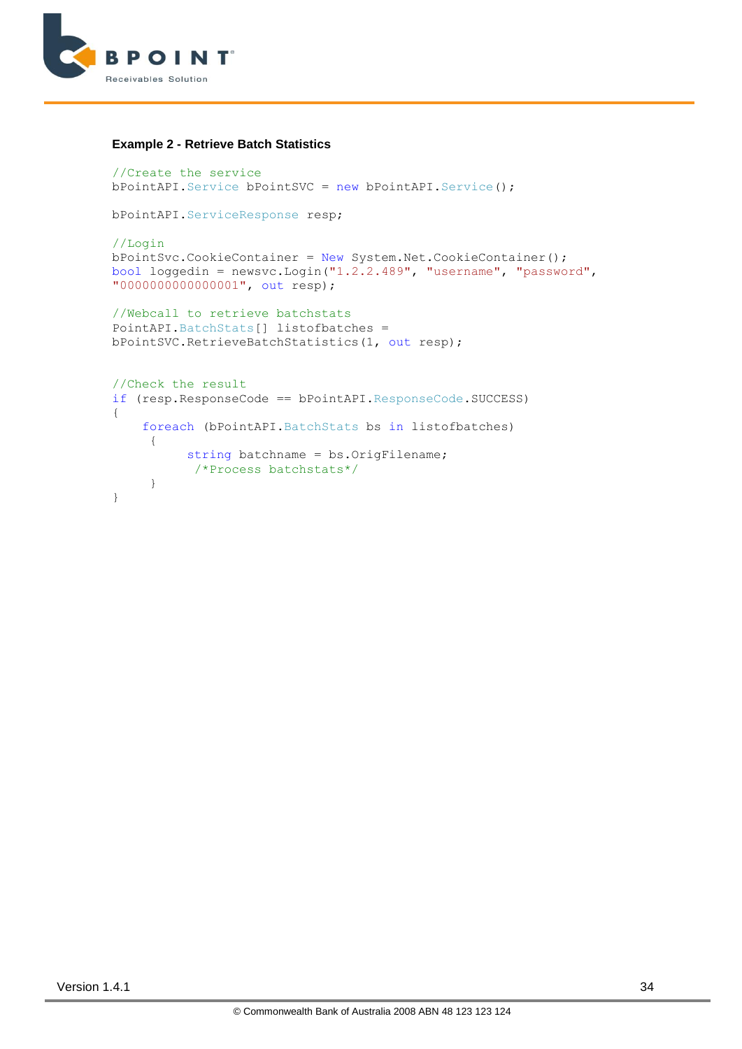**Example 2 - Retrieve Batch Statistics**

```
//Create the service
bPointAPI.Service bPointSVC = new bPointAPI.Service();

bPointAPI.ServiceResponse resp;

//Login
bPointSvc.CookieContainer = New System.Net.CookieContainer();
bool loggedin = newsvc.Login("1.2.2.489", "username", "password",
"0000000000000001", out resp);

//Webcall to retrieve batchstats
PointAPI.BatchStats[] listofbatches =
bPointSVC.RetrieveBatchStatistics(1, out resp);


//Check the result
if (resp.ResponseCode == bPointAPI.ResponseCode.SUCCESS)
{
    foreach (bPointAPI.BatchStats bs in listofbatches)
     {
          string batchname = bs.OrigFilename;
           /*Process batchstats*/
     }
}
```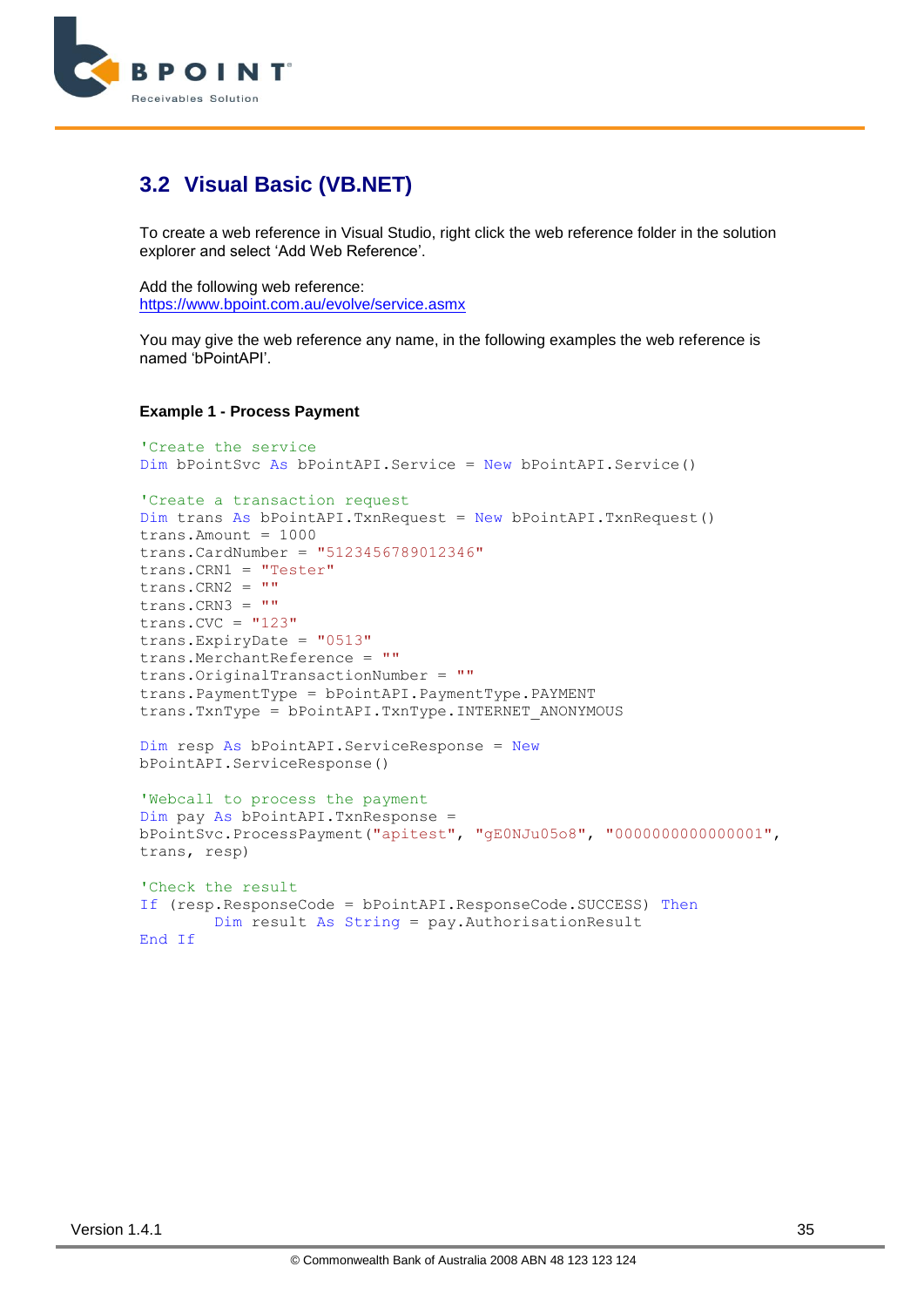## 3.2 Visual Basic (VB.NET)

To create a web reference in Visual Studio, right click the web reference folder in the solution explorer and select 'Add Web Reference'.

Add the following web reference:
https://www.bpoint.com.au/evolve/service.asmx

You may give the web reference any name, in the following examples the web reference is named 'bPointAPI'.

**Example 1 - Process Payment**

```
'Create the service
Dim bPointSvc As bPointAPI.Service = New bPointAPI.Service()

'Create a transaction request
Dim trans As bPointAPI.TxnRequest = New bPointAPI.TxnRequest()
trans.Amount = 1000
trans.CardNumber = "5123456789012346"
trans.CRN1 = "Tester"
trans.CRN2 = ""
trans.CRN3 = ""
trans.CVC = "123"
trans.ExpiryDate = "0513"
trans.MerchantReference = ""
trans.OriginalTransactionNumber = ""
trans.PaymentType = bPointAPI.PaymentType.PAYMENT
trans.TxnType = bPointAPI.TxnType.INTERNET_ANONYMOUS

Dim resp As bPointAPI.ServiceResponse = New
bPointAPI.ServiceResponse()

'Webcall to process the payment
Dim pay As bPointAPI.TxnResponse =
bPointSvc.ProcessPayment("apitest", "gE0NJu05o8", "0000000000000001",
trans, resp)

'Check the result
If (resp.ResponseCode = bPointAPI.ResponseCode.SUCCESS) Then
        Dim result As String = pay.AuthorisationResult
End If
```

Version 1.4.1

© Commonwealth Bank of Australia 2008 ABN 48 123 123 124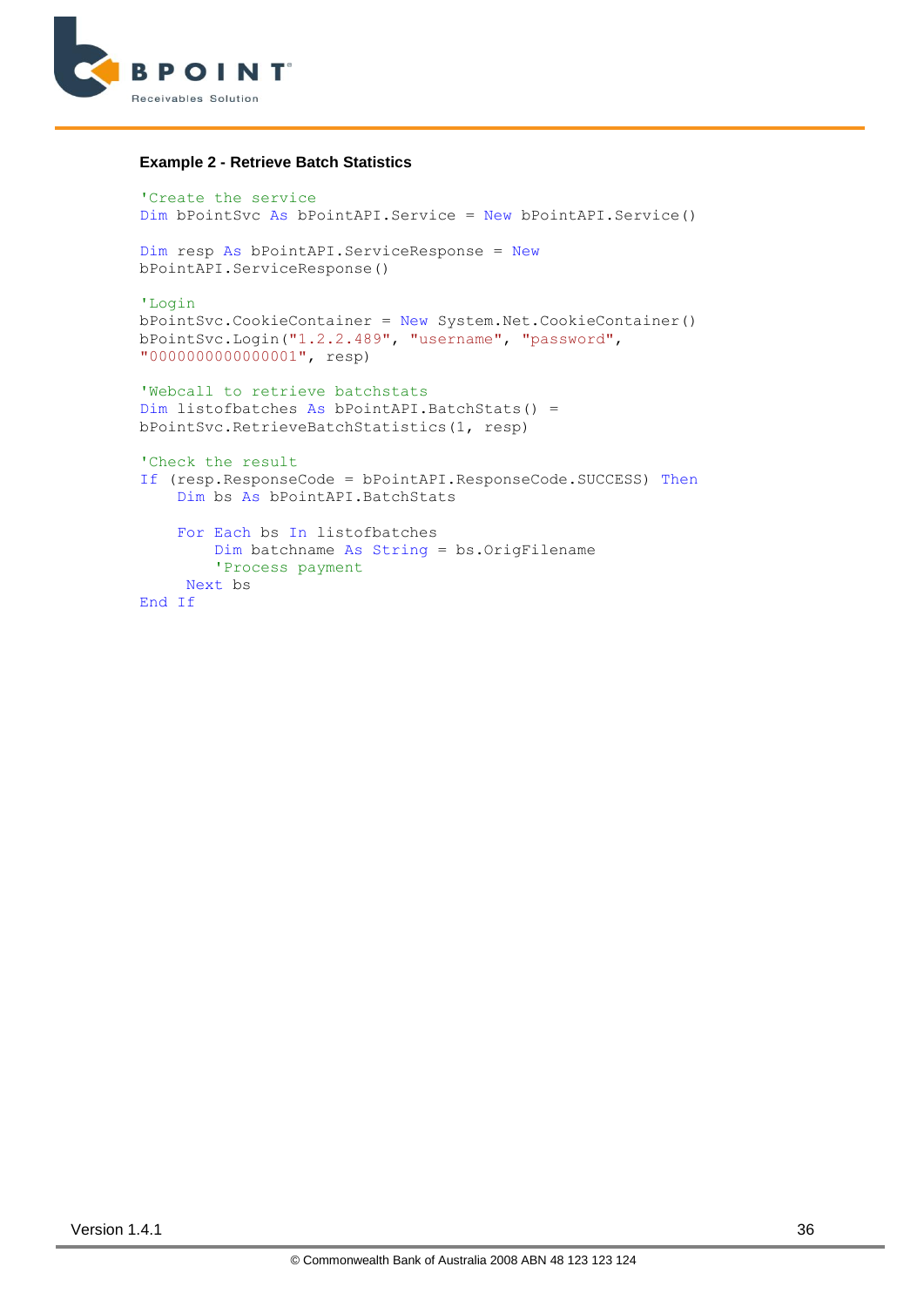**Example 2 - Retrieve Batch Statistics**

```
'Create the service
Dim bPointSvc As bPointAPI.Service = New bPointAPI.Service()

Dim resp As bPointAPI.ServiceResponse = New
bPointAPI.ServiceResponse()

'Login
bPointSvc.CookieContainer = New System.Net.CookieContainer()
bPointSvc.Login("1.2.2.489", "username", "password",
"0000000000000001", resp)

'Webcall to retrieve batchstats
Dim listofbatches As bPointAPI.BatchStats() =
bPointSvc.RetrieveBatchStatistics(1, resp)

'Check the result
If (resp.ResponseCode = bPointAPI.ResponseCode.SUCCESS) Then
    Dim bs As bPointAPI.BatchStats

    For Each bs In listofbatches
        Dim batchname As String = bs.OrigFilename
        'Process payment
     Next bs
End If
```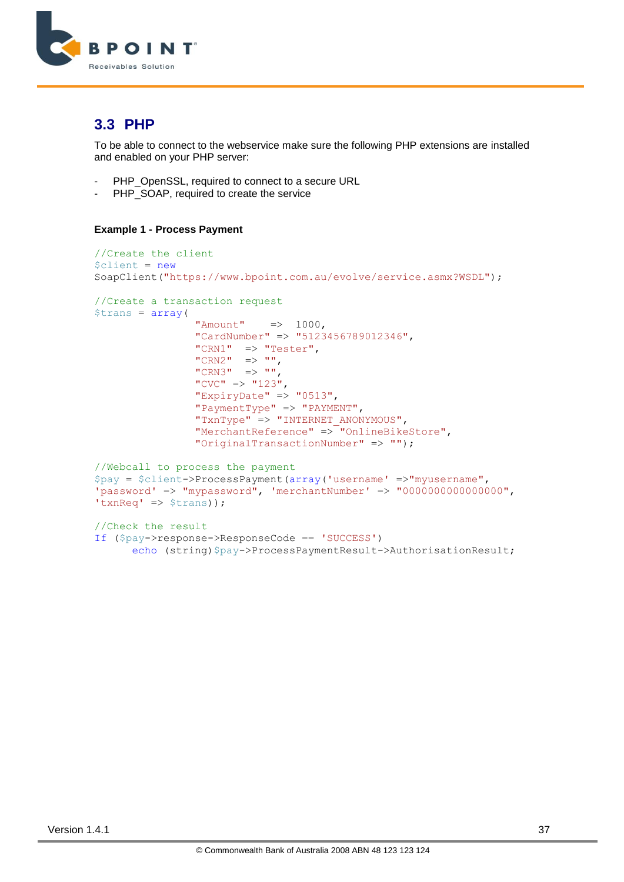## 3.3 PHP

To be able to connect to the webservice make sure the following PHP extensions are installed and enabled on your PHP server:

- PHP_OpenSSL, required to connect to a secure URL
- PHP_SOAP, required to create the service

**Example 1 - Process Payment**

```
//Create the client
$client = new
SoapClient("https://www.bpoint.com.au/evolve/service.asmx?WSDL");

//Create a transaction request
$trans = array(
                "Amount"     =>  1000,
                "CardNumber" => "5123456789012346",
                "CRN1"   => "Tester",
                "CRN2"   => "",
                "CRN3"   => "",
                "CVC" => "123",
                "ExpiryDate" => "0513",
                "PaymentType" => "PAYMENT",
                "TxnType" => "INTERNET_ANONYMOUS",
                "MerchantReference" => "OnlineBikeStore",
                "OriginalTransactionNumber" => "");

//Webcall to process the payment
$pay = $client->ProcessPayment(array('username' =>"myusername",
'password' => "mypassword", 'merchantNumber' => "0000000000000000",
'txnReq' => $trans));

//Check the result
If ($pay->response->ResponseCode == 'SUCCESS')
      echo (string)$pay->ProcessPaymentResult->AuthorisationResult;
```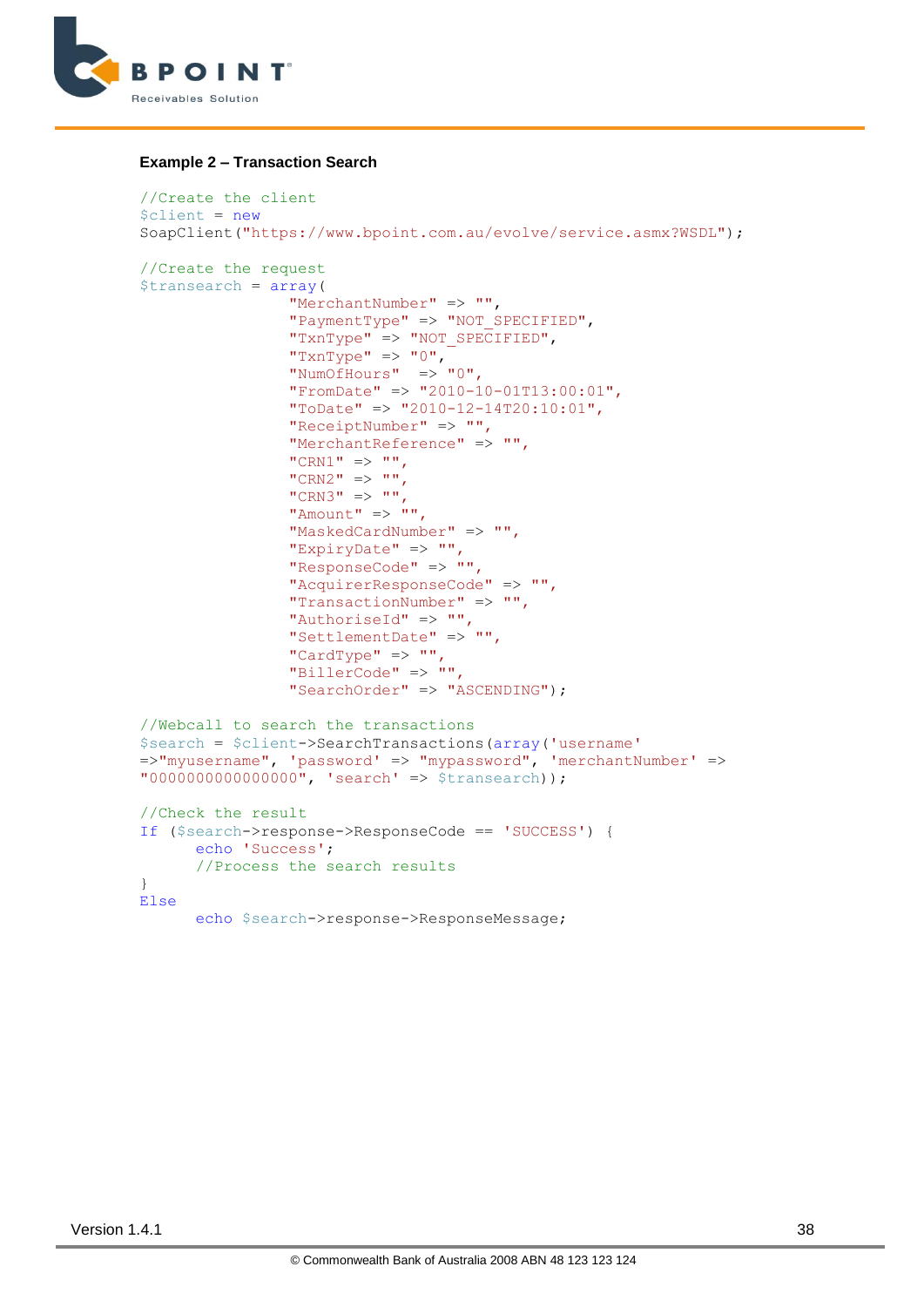**Example 2 – Transaction Search**

```
//Create the client
$client = new
SoapClient("https://www.bpoint.com.au/evolve/service.asmx?WSDL");

//Create the request
$transearch = array(
                "MerchantNumber" => "",
                "PaymentType" => "NOT_SPECIFIED",
                "TxnType" => "NOT_SPECIFIED",
                "TxnType" => "0",
                "NumOfHours"  => "0",
                "FromDate" => "2010-10-01T13:00:01",
                "ToDate" => "2010-12-14T20:10:01",
                "ReceiptNumber" => "",
                "MerchantReference" => "",
                "CRN1" => "",
                "CRN2" => "",
                "CRN3" => "",
                "Amount" => "",
                "MaskedCardNumber" => "",
                "ExpiryDate" => "",
                "ResponseCode" => "",
                "AcquirerResponseCode" => "",
                "TransactionNumber" => "",
                "AuthoriseId" => "",
                "SettlementDate" => "",
                "CardType" => "",
                "BillerCode" => "",
                "SearchOrder" => "ASCENDING");

//Webcall to search the transactions
$search = $client->SearchTransactions(array('username'
=>"myusername", 'password' => "mypassword", 'merchantNumber' =>
"0000000000000000", 'search' => $transearch));

//Check the result
If ($search->response->ResponseCode == 'SUCCESS') {
      echo 'Success';
      //Process the search results
}
Else
      echo $search->response->ResponseMessage;
```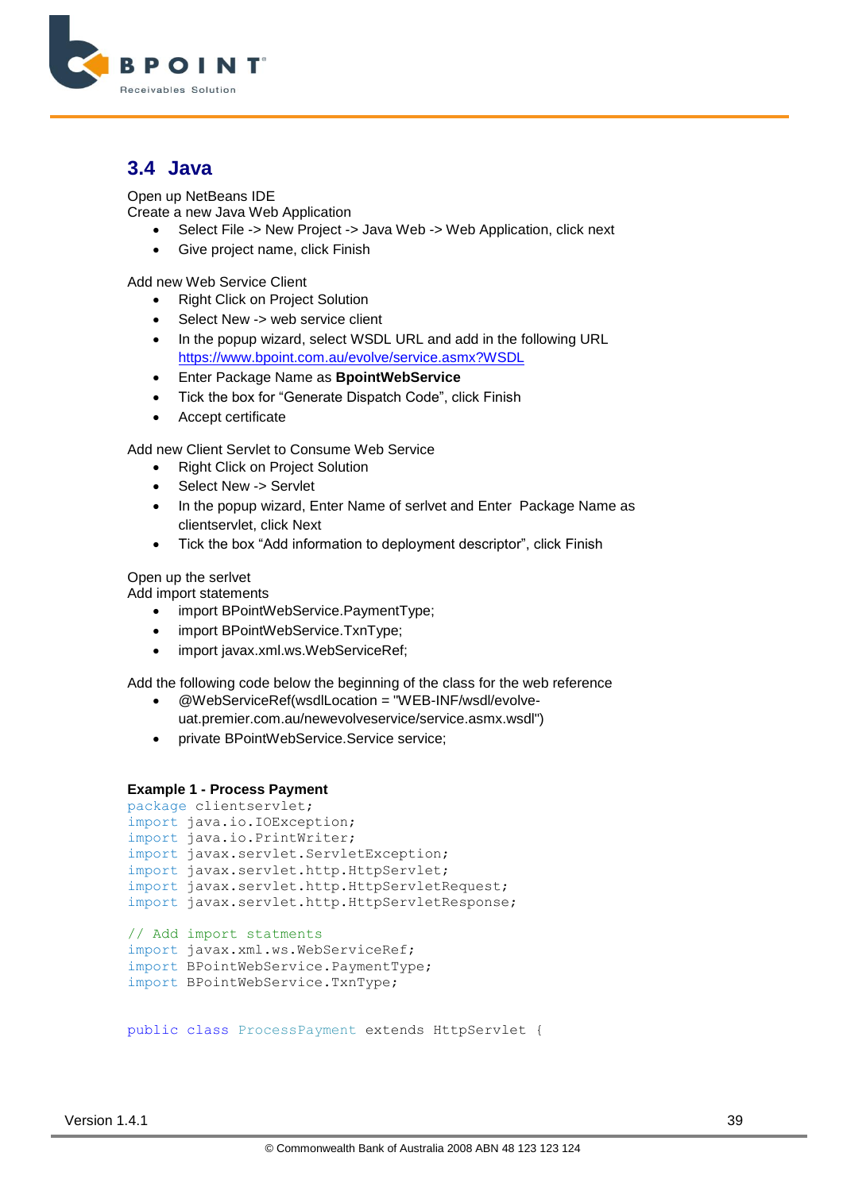## 3.4 Java

Open up NetBeans IDE
Create a new Java Web Application

- Select File -> New Project -> Java Web -> Web Application, click next
- Give project name, click Finish

Add new Web Service Client

- Right Click on Project Solution
- Select New -> web service client
- In the popup wizard, select WSDL URL and add in the following URL https://www.bpoint.com.au/evolve/service.asmx?WSDL
- Enter Package Name as **BpointWebService**
- Tick the box for "Generate Dispatch Code", click Finish
- Accept certificate

Add new Client Servlet to Consume Web Service

- Right Click on Project Solution
- Select New -> Servlet
- In the popup wizard, Enter Name of serlvet and Enter Package Name as clientservlet, click Next
- Tick the box "Add information to deployment descriptor", click Finish

Open up the serlvet
Add import statements

- import BPointWebService.PaymentType;
- import BPointWebService.TxnType;
- import javax.xml.ws.WebServiceRef;

Add the following code below the beginning of the class for the web reference

- @WebServiceRef(wsdlLocation = "WEB-INF/wsdl/evolve-uat.premier.com.au/newevolveservice/service.asmx.wsdl")
- private BPointWebService.Service service;

**Example 1 - Process Payment**

```
package clientservlet;
import java.io.IOException;
import java.io.PrintWriter;
import javax.servlet.ServletException;
import javax.servlet.http.HttpServlet;
import javax.servlet.http.HttpServletRequest;
import javax.servlet.http.HttpServletResponse;

// Add import statments
import javax.xml.ws.WebServiceRef;
import BPointWebService.PaymentType;
import BPointWebService.TxnType;


public class ProcessPayment extends HttpServlet {
```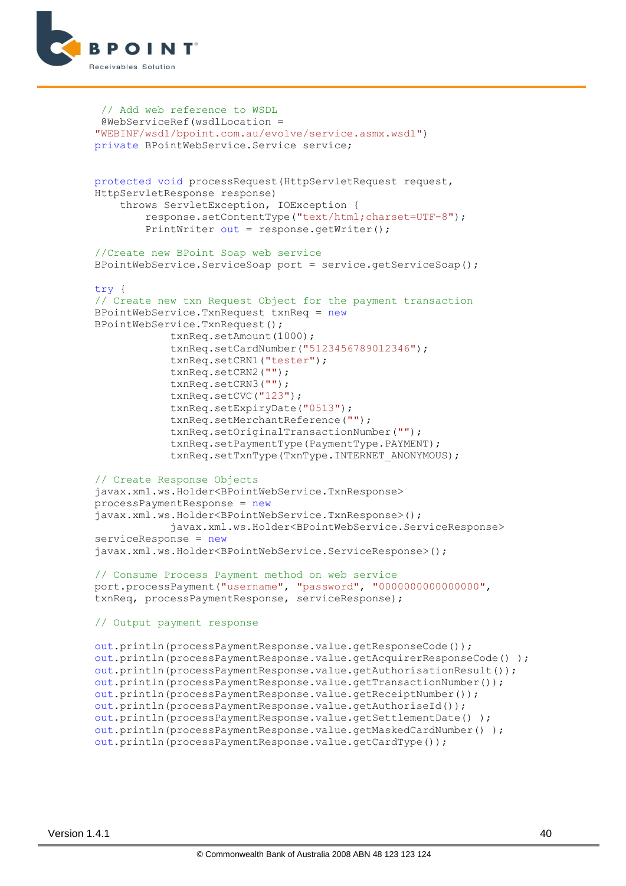```java
 // Add web reference to WSDL
 @WebServiceRef(wsdlLocation =
"WEBINF/wsdl/bpoint.com.au/evolve/service.asmx.wsdl")
private BPointWebService.Service service;


protected void processRequest(HttpServletRequest request,
HttpServletResponse response)
    throws ServletException, IOException {
        response.setContentType("text/html;charset=UTF-8");
        PrintWriter out = response.getWriter();

//Create new BPoint Soap web service
BPointWebService.ServiceSoap port = service.getServiceSoap();

try {
// Create new txn Request Object for the payment transaction
BPointWebService.TxnRequest txnReq = new
BPointWebService.TxnRequest();
            txnReq.setAmount(1000);
            txnReq.setCardNumber("5123456789012346");
            txnReq.setCRN1("tester");
            txnReq.setCRN2("");
            txnReq.setCRN3("");
            txnReq.setCVC("123");
            txnReq.setExpiryDate("0513");
            txnReq.setMerchantReference("");
            txnReq.setOriginalTransactionNumber("");
            txnReq.setPaymentType(PaymentType.PAYMENT);
            txnReq.setTxnType(TxnType.INTERNET_ANONYMOUS);

// Create Response Objects
javax.xml.ws.Holder<BPointWebService.TxnResponse>
processPaymentResponse = new
javax.xml.ws.Holder<BPointWebService.TxnResponse>();
            javax.xml.ws.Holder<BPointWebService.ServiceResponse>
serviceResponse = new
javax.xml.ws.Holder<BPointWebService.ServiceResponse>();

// Consume Process Payment method on web service
port.processPayment("username", "password", "0000000000000000",
txnReq, processPaymentResponse, serviceResponse);

// Output payment response

out.println(processPaymentResponse.value.getResponseCode());
out.println(processPaymentResponse.value.getAcquirerResponseCode() );
out.println(processPaymentResponse.value.getAuthorisationResult());
out.println(processPaymentResponse.value.getTransactionNumber());
out.println(processPaymentResponse.value.getReceiptNumber());
out.println(processPaymentResponse.value.getAuthoriseId());
out.println(processPaymentResponse.value.getSettlementDate() );
out.println(processPaymentResponse.value.getMaskedCardNumber() );
out.println(processPaymentResponse.value.getCardType());
```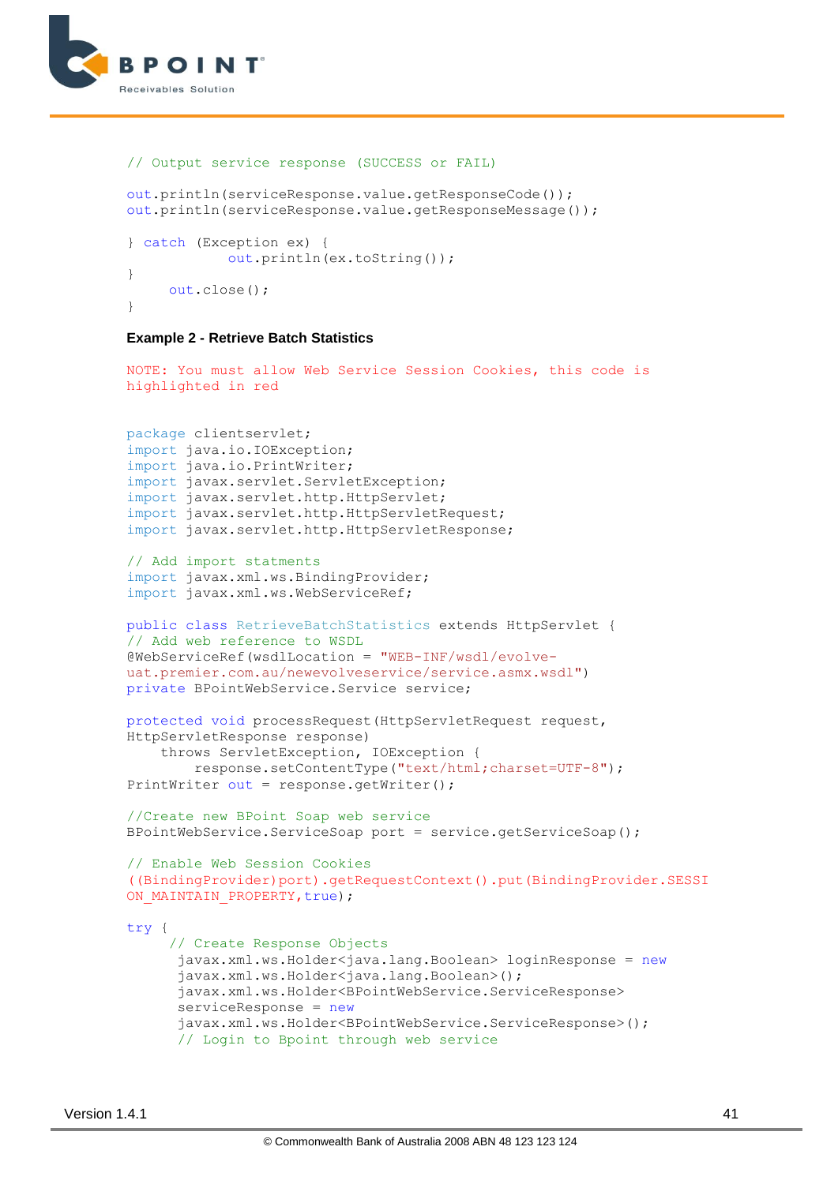```
// Output service response (SUCCESS or FAIL)

out.println(serviceResponse.value.getResponseCode());
out.println(serviceResponse.value.getResponseMessage());

} catch (Exception ex) {
            out.println(ex.toString());
}
     out.close();
}
```

**Example 2 - Retrieve Batch Statistics**

NOTE: You must allow Web Service Session Cookies, this code is highlighted in red

```
package clientservlet;
import java.io.IOException;
import java.io.PrintWriter;
import javax.servlet.ServletException;
import javax.servlet.http.HttpServlet;
import javax.servlet.http.HttpServletRequest;
import javax.servlet.http.HttpServletResponse;

// Add import statments
import javax.xml.ws.BindingProvider;
import javax.xml.ws.WebServiceRef;

public class RetrieveBatchStatistics extends HttpServlet {
// Add web reference to WSDL
@WebServiceRef(wsdlLocation = "WEB-INF/wsdl/evolve-
uat.premier.com.au/newevolveservice/service.asmx.wsdl")
private BPointWebService.Service service;

protected void processRequest(HttpServletRequest request,
HttpServletResponse response)
    throws ServletException, IOException {
        response.setContentType("text/html;charset=UTF-8");
PrintWriter out = response.getWriter();

//Create new BPoint Soap web service
BPointWebService.ServiceSoap port = service.getServiceSoap();

// Enable Web Session Cookies
((BindingProvider)port).getRequestContext().put(BindingProvider.SESSI
ON_MAINTAIN_PROPERTY,true);

try {
     // Create Response Objects
      javax.xml.ws.Holder<java.lang.Boolean> loginResponse = new
      javax.xml.ws.Holder<java.lang.Boolean>();
      javax.xml.ws.Holder<BPointWebService.ServiceResponse>
      serviceResponse = new
      javax.xml.ws.Holder<BPointWebService.ServiceResponse>();
      // Login to Bpoint through web service
```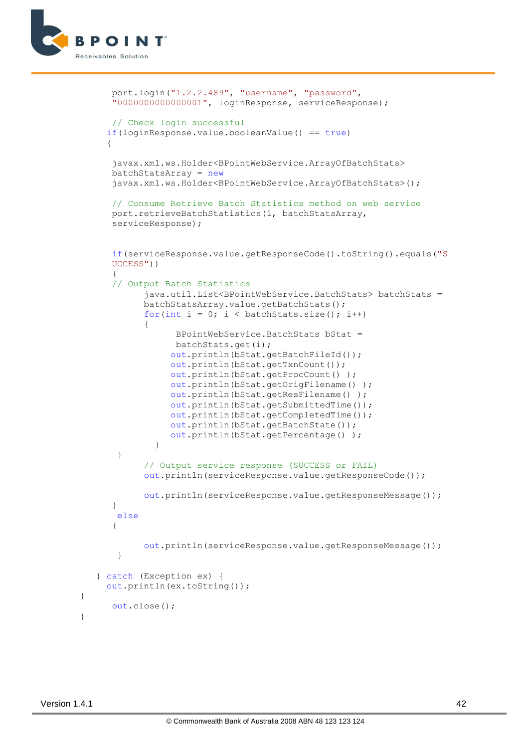```
        port.login("1.2.2.489", "username", "password",
        "0000000000000001", loginResponse, serviceResponse);

        // Check login successful
       if(loginResponse.value.booleanValue() == true)
       {

        javax.xml.ws.Holder<BPointWebService.ArrayOfBatchStats>
        batchStatsArray = new
        javax.xml.ws.Holder<BPointWebService.ArrayOfBatchStats>();

        // Consume Retrieve Batch Statistics method on web service
        port.retrieveBatchStatistics(1, batchStatsArray,
        serviceResponse);


        if(serviceResponse.value.getResponseCode().toString().equals("S
        UCCESS"))
        {
        // Output Batch Statistics
              java.util.List<BPointWebService.BatchStats> batchStats =
              batchStatsArray.value.getBatchStats();
              for(int i = 0; i < batchStats.size(); i++)
              {
                    BPointWebService.BatchStats bStat =
                    batchStats.get(i);
                   out.println(bStat.getBatchFileId());
                   out.println(bStat.getTxnCount());
                   out.println(bStat.getProcCount() );
                   out.println(bStat.getOrigFilename() );
                   out.println(bStat.getResFilename() );
                   out.println(bStat.getSubmittedTime());
                   out.println(bStat.getCompletedTime());
                   out.println(bStat.getBatchState());
                   out.println(bStat.getPercentage() );
                 }
         }
              // Output service response (SUCCESS or FAIL)
              out.println(serviceResponse.value.getResponseCode());

              out.println(serviceResponse.value.getResponseMessage());
        }
         else
        {

              out.println(serviceResponse.value.getResponseMessage());
         }

    } catch (Exception ex) {
       out.println(ex.toString());
}
        out.close();
}
```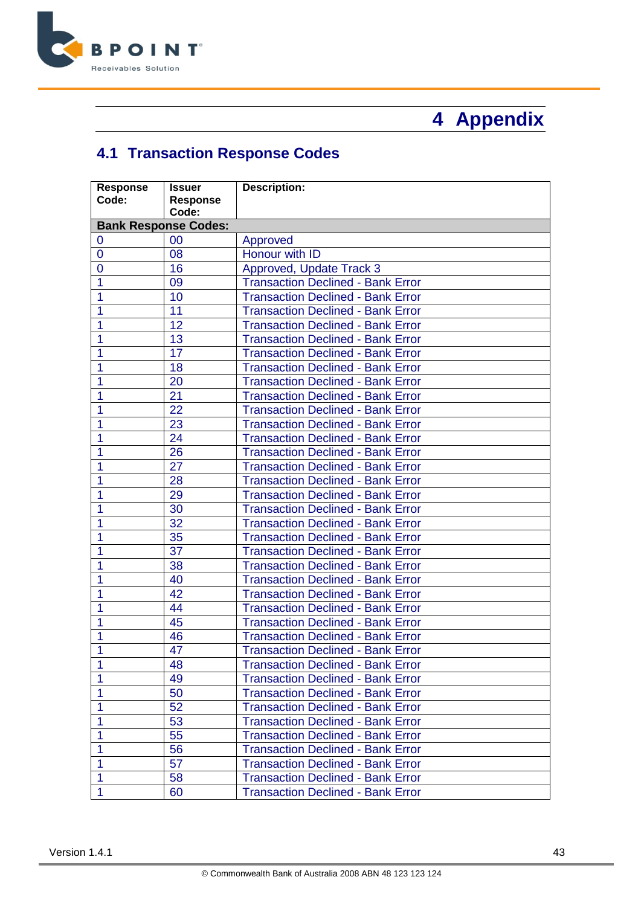# 4 Appendix

## 4.1 Transaction Response Codes

| Response Code: | Issuer Response Code: | Description: |
|---|---|---|
| **Bank Response Codes:** | | |
| 0 | 00 | Approved |
| 0 | 08 | Honour with ID |
| 0 | 16 | Approved, Update Track 3 |
| 1 | 09 | Transaction Declined - Bank Error |
| 1 | 10 | Transaction Declined - Bank Error |
| 1 | 11 | Transaction Declined - Bank Error |
| 1 | 12 | Transaction Declined - Bank Error |
| 1 | 13 | Transaction Declined - Bank Error |
| 1 | 17 | Transaction Declined - Bank Error |
| 1 | 18 | Transaction Declined - Bank Error |
| 1 | 20 | Transaction Declined - Bank Error |
| 1 | 21 | Transaction Declined - Bank Error |
| 1 | 22 | Transaction Declined - Bank Error |
| 1 | 23 | Transaction Declined - Bank Error |
| 1 | 24 | Transaction Declined - Bank Error |
| 1 | 26 | Transaction Declined - Bank Error |
| 1 | 27 | Transaction Declined - Bank Error |
| 1 | 28 | Transaction Declined - Bank Error |
| 1 | 29 | Transaction Declined - Bank Error |
| 1 | 30 | Transaction Declined - Bank Error |
| 1 | 32 | Transaction Declined - Bank Error |
| 1 | 35 | Transaction Declined - Bank Error |
| 1 | 37 | Transaction Declined - Bank Error |
| 1 | 38 | Transaction Declined - Bank Error |
| 1 | 40 | Transaction Declined - Bank Error |
| 1 | 42 | Transaction Declined - Bank Error |
| 1 | 44 | Transaction Declined - Bank Error |
| 1 | 45 | Transaction Declined - Bank Error |
| 1 | 46 | Transaction Declined - Bank Error |
| 1 | 47 | Transaction Declined - Bank Error |
| 1 | 48 | Transaction Declined - Bank Error |
| 1 | 49 | Transaction Declined - Bank Error |
| 1 | 50 | Transaction Declined - Bank Error |
| 1 | 52 | Transaction Declined - Bank Error |
| 1 | 53 | Transaction Declined - Bank Error |
| 1 | 55 | Transaction Declined - Bank Error |
| 1 | 56 | Transaction Declined - Bank Error |
| 1 | 57 | Transaction Declined - Bank Error |
| 1 | 58 | Transaction Declined - Bank Error |
| 1 | 60 | Transaction Declined - Bank Error |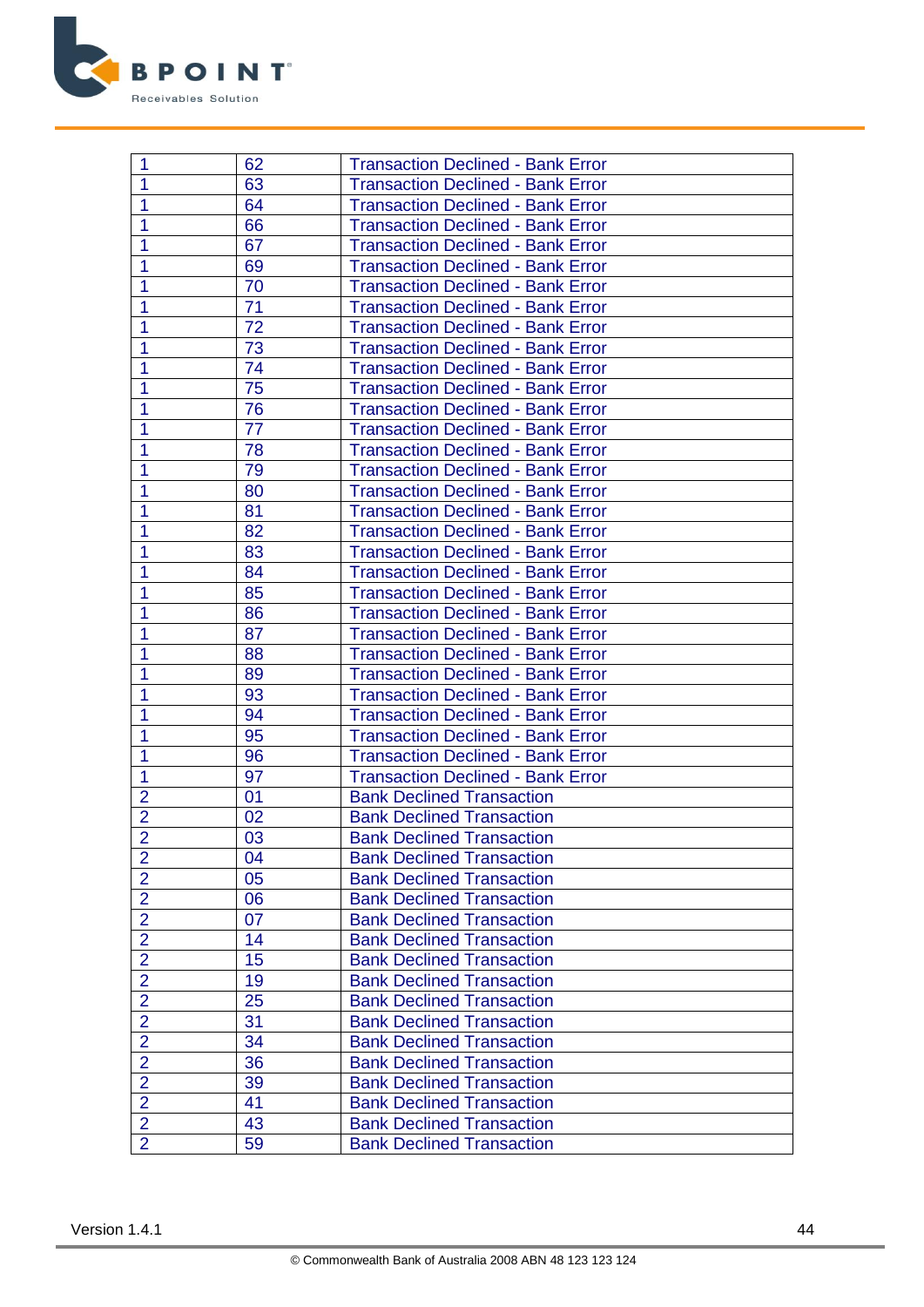| 1 | 62 | Transaction Declined - Bank Error |
|---|---|---|
| 1 | 63 | Transaction Declined - Bank Error |
| 1 | 64 | Transaction Declined - Bank Error |
| 1 | 66 | Transaction Declined - Bank Error |
| 1 | 67 | Transaction Declined - Bank Error |
| 1 | 69 | Transaction Declined - Bank Error |
| 1 | 70 | Transaction Declined - Bank Error |
| 1 | 71 | Transaction Declined - Bank Error |
| 1 | 72 | Transaction Declined - Bank Error |
| 1 | 73 | Transaction Declined - Bank Error |
| 1 | 74 | Transaction Declined - Bank Error |
| 1 | 75 | Transaction Declined - Bank Error |
| 1 | 76 | Transaction Declined - Bank Error |
| 1 | 77 | Transaction Declined - Bank Error |
| 1 | 78 | Transaction Declined - Bank Error |
| 1 | 79 | Transaction Declined - Bank Error |
| 1 | 80 | Transaction Declined - Bank Error |
| 1 | 81 | Transaction Declined - Bank Error |
| 1 | 82 | Transaction Declined - Bank Error |
| 1 | 83 | Transaction Declined - Bank Error |
| 1 | 84 | Transaction Declined - Bank Error |
| 1 | 85 | Transaction Declined - Bank Error |
| 1 | 86 | Transaction Declined - Bank Error |
| 1 | 87 | Transaction Declined - Bank Error |
| 1 | 88 | Transaction Declined - Bank Error |
| 1 | 89 | Transaction Declined - Bank Error |
| 1 | 93 | Transaction Declined - Bank Error |
| 1 | 94 | Transaction Declined - Bank Error |
| 1 | 95 | Transaction Declined - Bank Error |
| 1 | 96 | Transaction Declined - Bank Error |
| 1 | 97 | Transaction Declined - Bank Error |
| 2 | 01 | Bank Declined Transaction |
| 2 | 02 | Bank Declined Transaction |
| 2 | 03 | Bank Declined Transaction |
| 2 | 04 | Bank Declined Transaction |
| 2 | 05 | Bank Declined Transaction |
| 2 | 06 | Bank Declined Transaction |
| 2 | 07 | Bank Declined Transaction |
| 2 | 14 | Bank Declined Transaction |
| 2 | 15 | Bank Declined Transaction |
| 2 | 19 | Bank Declined Transaction |
| 2 | 25 | Bank Declined Transaction |
| 2 | 31 | Bank Declined Transaction |
| 2 | 34 | Bank Declined Transaction |
| 2 | 36 | Bank Declined Transaction |
| 2 | 39 | Bank Declined Transaction |
| 2 | 41 | Bank Declined Transaction |
| 2 | 43 | Bank Declined Transaction |
| 2 | 59 | Bank Declined Transaction |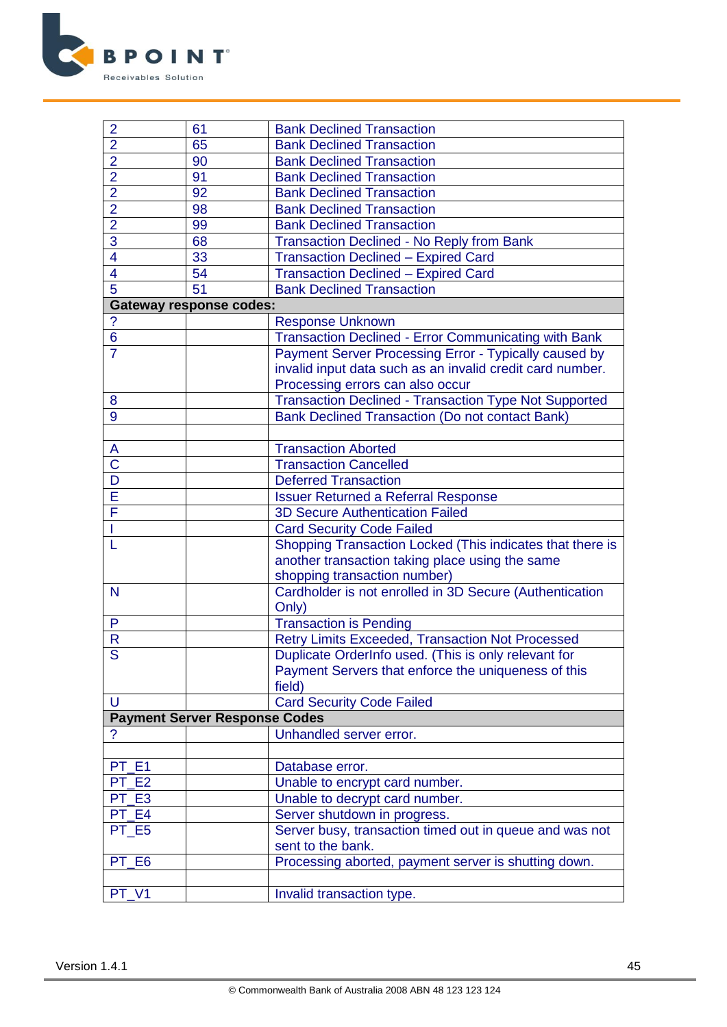| | | |
|---|---|---|
| 2 | 61 | Bank Declined Transaction |
| 2 | 65 | Bank Declined Transaction |
| 2 | 90 | Bank Declined Transaction |
| 2 | 91 | Bank Declined Transaction |
| 2 | 92 | Bank Declined Transaction |
| 2 | 98 | Bank Declined Transaction |
| 2 | 99 | Bank Declined Transaction |
| 3 | 68 | Transaction Declined - No Reply from Bank |
| 4 | 33 | Transaction Declined – Expired Card |
| 4 | 54 | Transaction Declined – Expired Card |
| 5 | 51 | Bank Declined Transaction |
| **Gateway response codes:** | | |
| ? | | Response Unknown |
| 6 | | Transaction Declined - Error Communicating with Bank |
| 7 | | Payment Server Processing Error - Typically caused by invalid input data such as an invalid credit card number. Processing errors can also occur |
| 8 | | Transaction Declined - Transaction Type Not Supported |
| 9 | | Bank Declined Transaction (Do not contact Bank) |
| | | |
| A | | Transaction Aborted |
| C | | Transaction Cancelled |
| D | | Deferred Transaction |
| E | | Issuer Returned a Referral Response |
| F | | 3D Secure Authentication Failed |
| I | | Card Security Code Failed |
| L | | Shopping Transaction Locked (This indicates that there is another transaction taking place using the same shopping transaction number) |
| N | | Cardholder is not enrolled in 3D Secure (Authentication Only) |
| P | | Transaction is Pending |
| R | | Retry Limits Exceeded, Transaction Not Processed |
| S | | Duplicate OrderInfo used. (This is only relevant for Payment Servers that enforce the uniqueness of this field) |
| U | | Card Security Code Failed |
| **Payment Server Response Codes** | | |
| ? | | Unhandled server error. |
| | | |
| PT_E1 | | Database error. |
| PT_E2 | | Unable to encrypt card number. |
| PT_E3 | | Unable to decrypt card number. |
| PT_E4 | | Server shutdown in progress. |
| PT_E5 | | Server busy, transaction timed out in queue and was not sent to the bank. |
| PT_E6 | | Processing aborted, payment server is shutting down. |
| | | |
| PT_V1 | | Invalid transaction type. |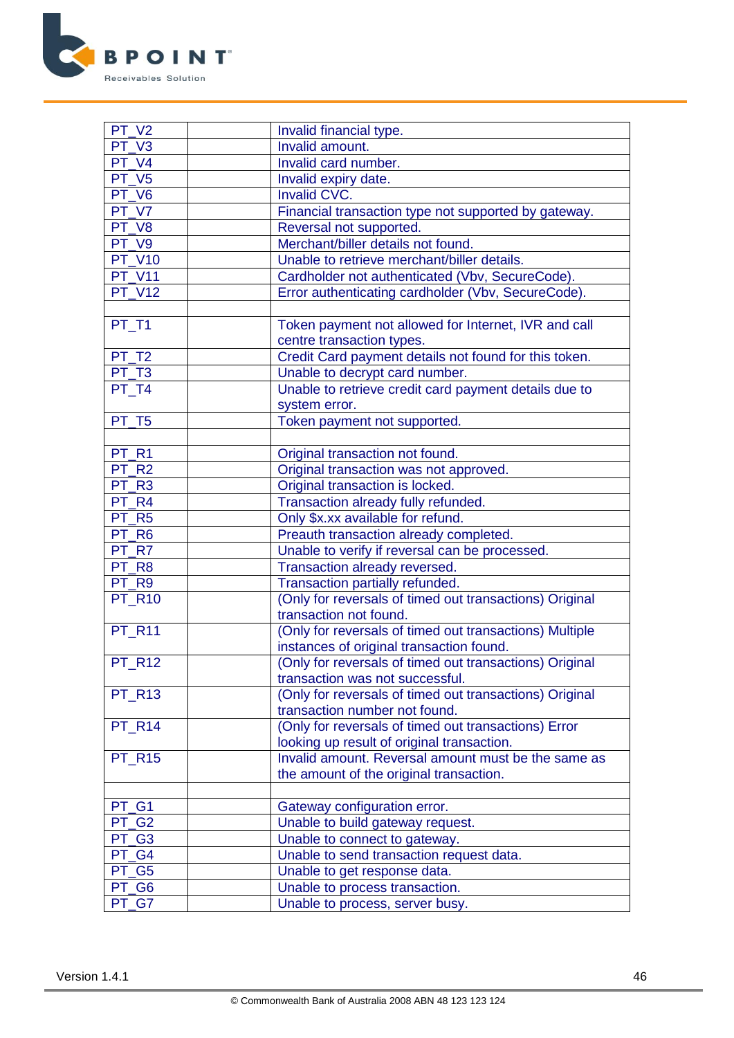| | | |
|---|---|---|
| PT_V2 | | Invalid financial type. |
| PT_V3 | | Invalid amount. |
| PT_V4 | | Invalid card number. |
| PT_V5 | | Invalid expiry date. |
| PT_V6 | | Invalid CVC. |
| PT_V7 | | Financial transaction type not supported by gateway. |
| PT_V8 | | Reversal not supported. |
| PT_V9 | | Merchant/biller details not found. |
| PT_V10 | | Unable to retrieve merchant/biller details. |
| PT_V11 | | Cardholder not authenticated (Vbv, SecureCode). |
| PT_V12 | | Error authenticating cardholder (Vbv, SecureCode). |
| | | |
| PT_T1 | | Token payment not allowed for Internet, IVR and call centre transaction types. |
| PT_T2 | | Credit Card payment details not found for this token. |
| PT_T3 | | Unable to decrypt card number. |
| PT_T4 | | Unable to retrieve credit card payment details due to system error. |
| PT_T5 | | Token payment not supported. |
| | | |
| PT_R1 | | Original transaction not found. |
| PT_R2 | | Original transaction was not approved. |
| PT_R3 | | Original transaction is locked. |
| PT_R4 | | Transaction already fully refunded. |
| PT_R5 | | Only $x.xx available for refund. |
| PT_R6 | | Preauth transaction already completed. |
| PT_R7 | | Unable to verify if reversal can be processed. |
| PT_R8 | | Transaction already reversed. |
| PT_R9 | | Transaction partially refunded. |
| PT_R10 | | (Only for reversals of timed out transactions) Original transaction not found. |
| PT_R11 | | (Only for reversals of timed out transactions) Multiple instances of original transaction found. |
| PT_R12 | | (Only for reversals of timed out transactions) Original transaction was not successful. |
| PT_R13 | | (Only for reversals of timed out transactions) Original transaction number not found. |
| PT_R14 | | (Only for reversals of timed out transactions) Error looking up result of original transaction. |
| PT_R15 | | Invalid amount. Reversal amount must be the same as the amount of the original transaction. |
| | | |
| PT_G1 | | Gateway configuration error. |
| PT_G2 | | Unable to build gateway request. |
| PT_G3 | | Unable to connect to gateway. |
| PT_G4 | | Unable to send transaction request data. |
| PT_G5 | | Unable to get response data. |
| PT_G6 | | Unable to process transaction. |
| PT_G7 | | Unable to process, server busy. |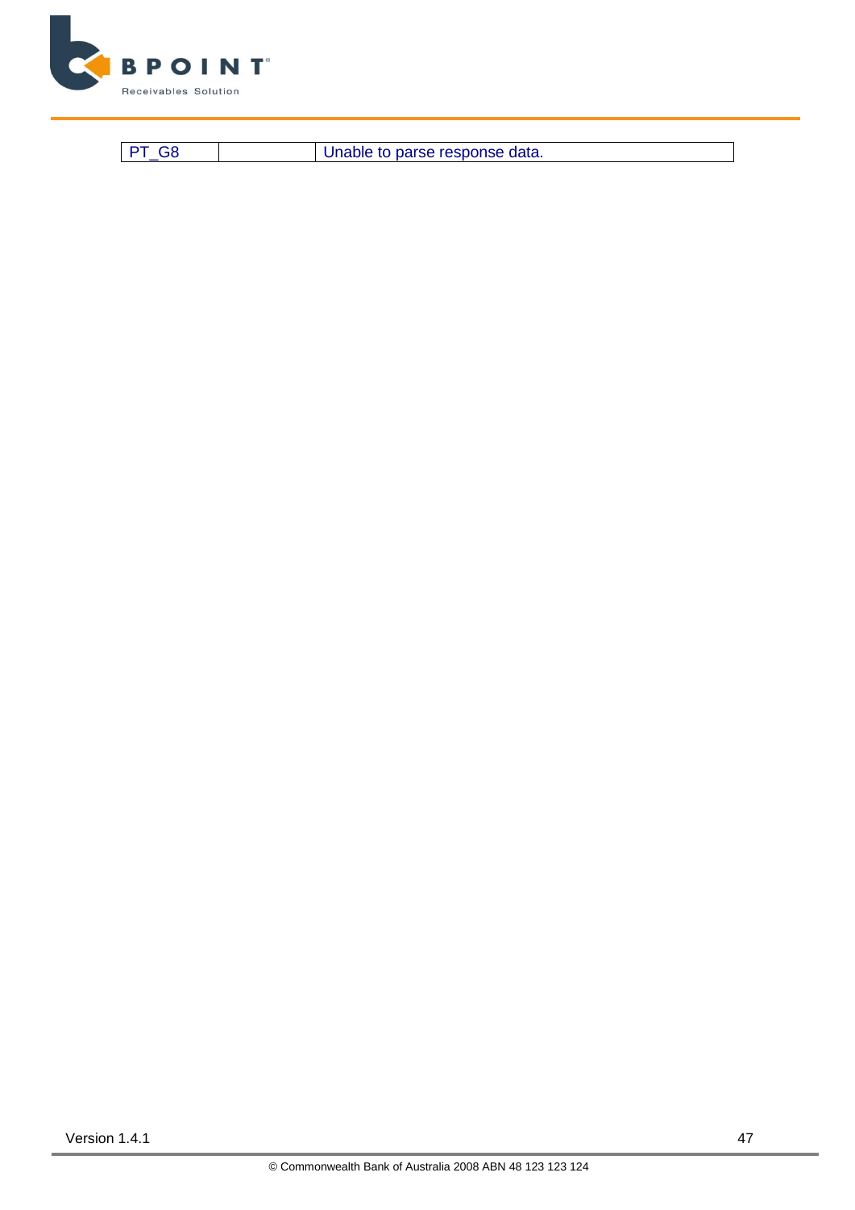| | | |
|---|---|---|
| PT_G8 | | Unable to parse response data. |